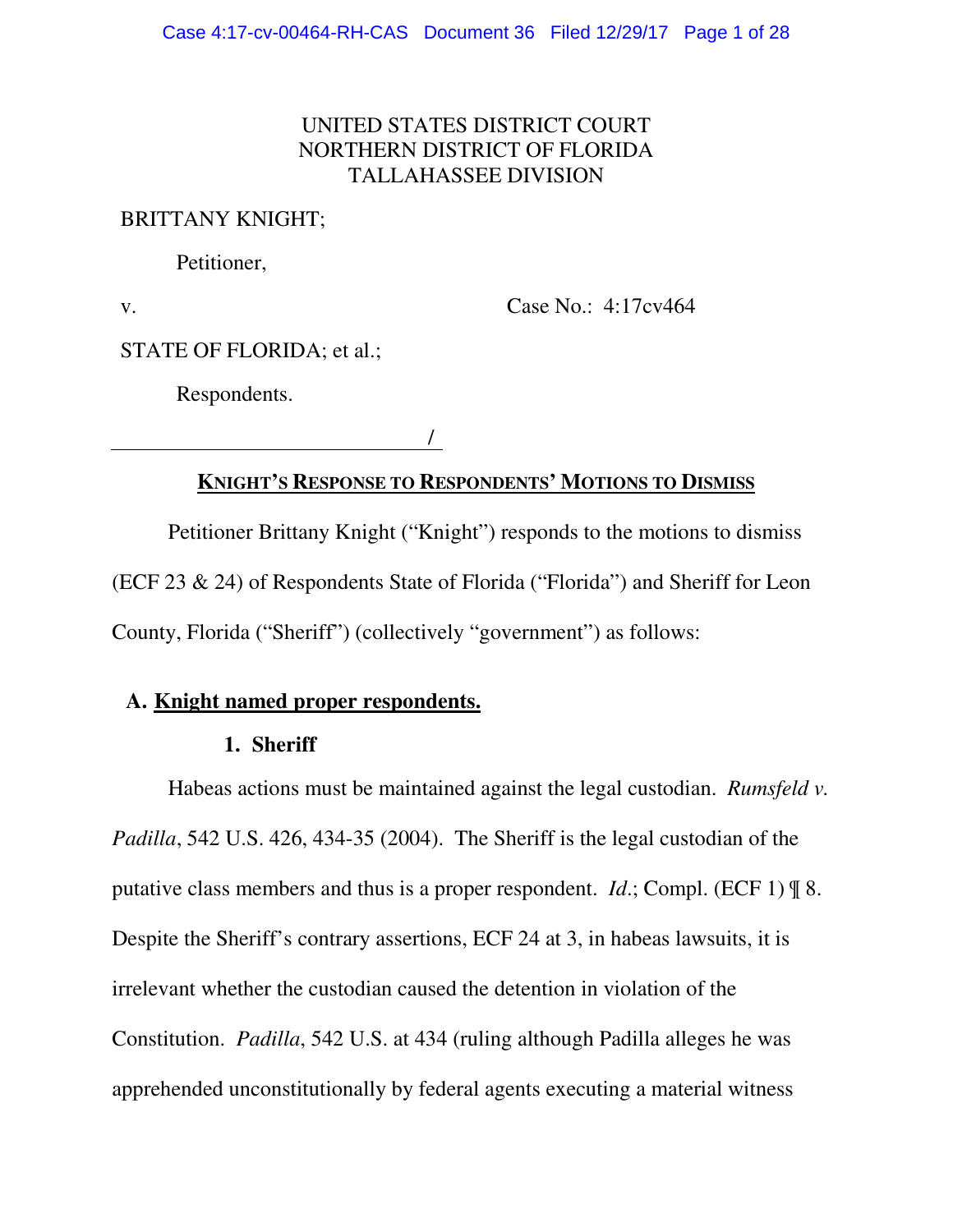UNITED STATES DISTRICT COURT
NORTHERN DISTRICT OF FLORIDA
TALLAHASSEE DIVISION

BRITTANY KNIGHT;

Petitioner,

v. Case No.: 4:17cv464

STATE OF FLORIDA; et al.;

Respondents.

_______________________________/

## KNIGHT'S RESPONSE TO RESPONDENTS' MOTIONS TO DISMISS

Petitioner Brittany Knight ("Knight") responds to the motions to dismiss (ECF 23 & 24) of Respondents State of Florida ("Florida") and Sheriff for Leon County, Florida ("Sheriff") (collectively "government") as follows:

### A. Knight named proper respondents.

#### 1. Sheriff

Habeas actions must be maintained against the legal custodian. *Rumsfeld v. Padilla*, 542 U.S. 426, 434-35 (2004). The Sheriff is the legal custodian of the putative class members and thus is a proper respondent. *Id*.; Compl. (ECF 1) ¶ 8. Despite the Sheriff's contrary assertions, ECF 24 at 3, in habeas lawsuits, it is irrelevant whether the custodian caused the detention in violation of the Constitution. *Padilla*, 542 U.S. at 434 (ruling although Padilla alleges he was apprehended unconstitutionally by federal agents executing a material witness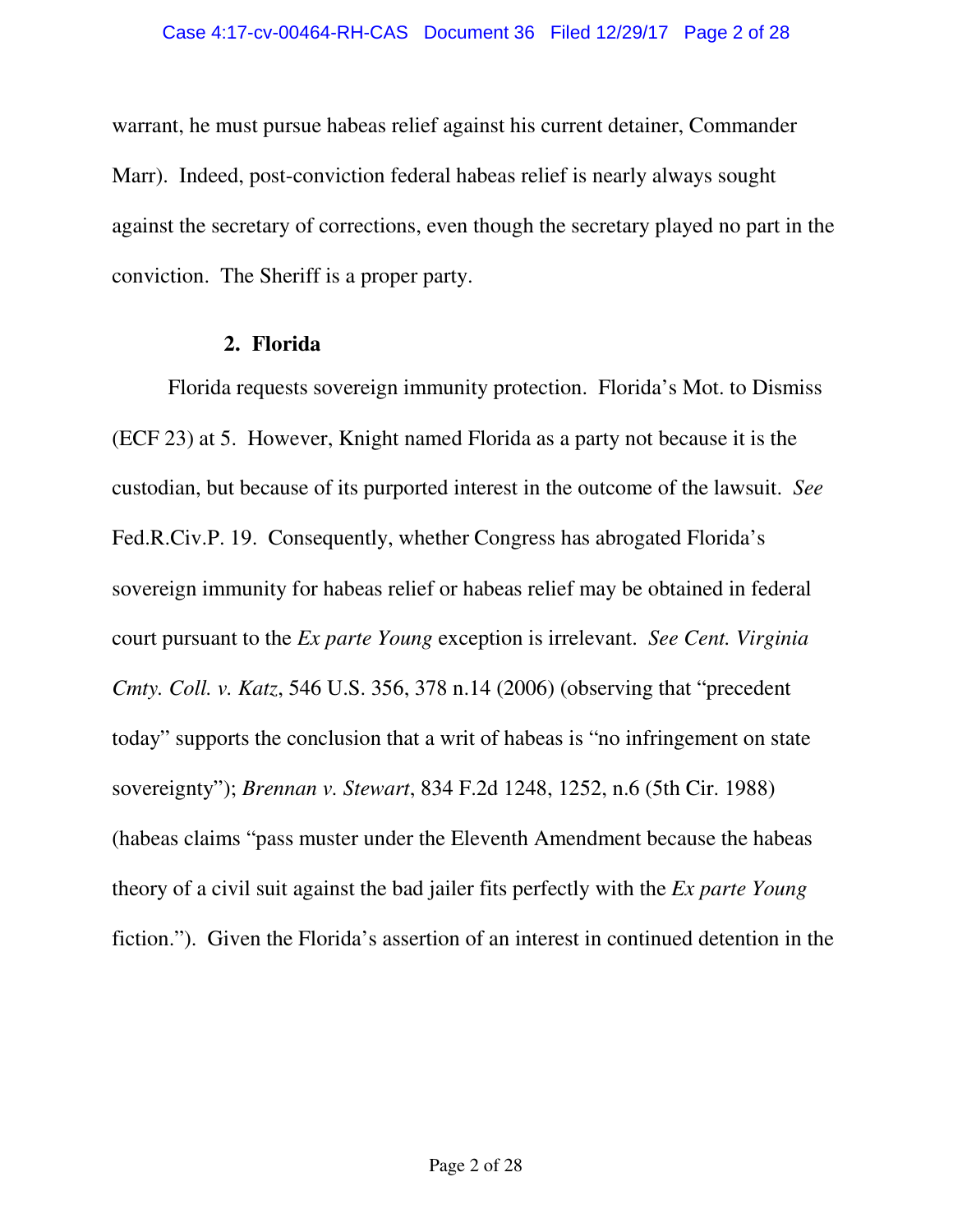warrant, he must pursue habeas relief against his current detainer, Commander Marr). Indeed, post-conviction federal habeas relief is nearly always sought against the secretary of corrections, even though the secretary played no part in the conviction. The Sheriff is a proper party.

**2. Florida**

Florida requests sovereign immunity protection. Florida's Mot. to Dismiss (ECF 23) at 5. However, Knight named Florida as a party not because it is the custodian, but because of its purported interest in the outcome of the lawsuit. *See* Fed.R.Civ.P. 19. Consequently, whether Congress has abrogated Florida's sovereign immunity for habeas relief or habeas relief may be obtained in federal court pursuant to the *Ex parte Young* exception is irrelevant. *See Cent. Virginia Cmty. Coll. v. Katz*, 546 U.S. 356, 378 n.14 (2006) (observing that "precedent today" supports the conclusion that a writ of habeas is "no infringement on state sovereignty"); *Brennan v. Stewart*, 834 F.2d 1248, 1252, n.6 (5th Cir. 1988) (habeas claims "pass muster under the Eleventh Amendment because the habeas theory of a civil suit against the bad jailer fits perfectly with the *Ex parte Young* fiction."). Given the Florida's assertion of an interest in continued detention in the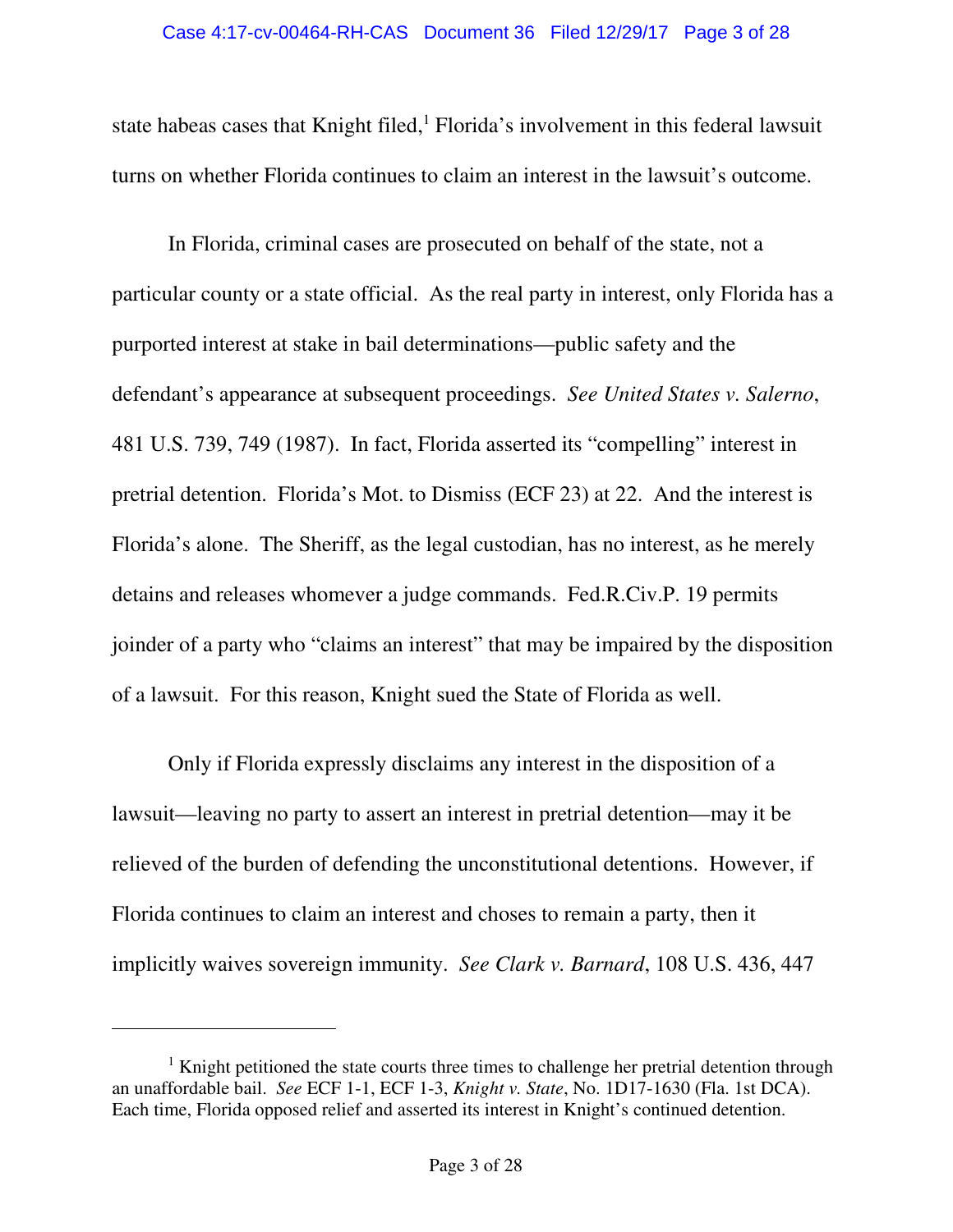state habeas cases that Knight filed,[1] Florida's involvement in this federal lawsuit turns on whether Florida continues to claim an interest in the lawsuit's outcome.

In Florida, criminal cases are prosecuted on behalf of the state, not a particular county or a state official. As the real party in interest, only Florida has a purported interest at stake in bail determinations—public safety and the defendant's appearance at subsequent proceedings. *See United States v. Salerno*, 481 U.S. 739, 749 (1987). In fact, Florida asserted its "compelling" interest in pretrial detention. Florida's Mot. to Dismiss (ECF 23) at 22. And the interest is Florida's alone. The Sheriff, as the legal custodian, has no interest, as he merely detains and releases whomever a judge commands. Fed.R.Civ.P. 19 permits joinder of a party who "claims an interest" that may be impaired by the disposition of a lawsuit. For this reason, Knight sued the State of Florida as well.

Only if Florida expressly disclaims any interest in the disposition of a lawsuit—leaving no party to assert an interest in pretrial detention—may it be relieved of the burden of defending the unconstitutional detentions. However, if Florida continues to claim an interest and choses to remain a party, then it implicitly waives sovereign immunity. *See Clark v. Barnard*, 108 U.S. 436, 447

---

[1] Knight petitioned the state courts three times to challenge her pretrial detention through an unaffordable bail. *See* ECF 1-1, ECF 1-3, *Knight v. State*, No. 1D17-1630 (Fla. 1st DCA). Each time, Florida opposed relief and asserted its interest in Knight's continued detention.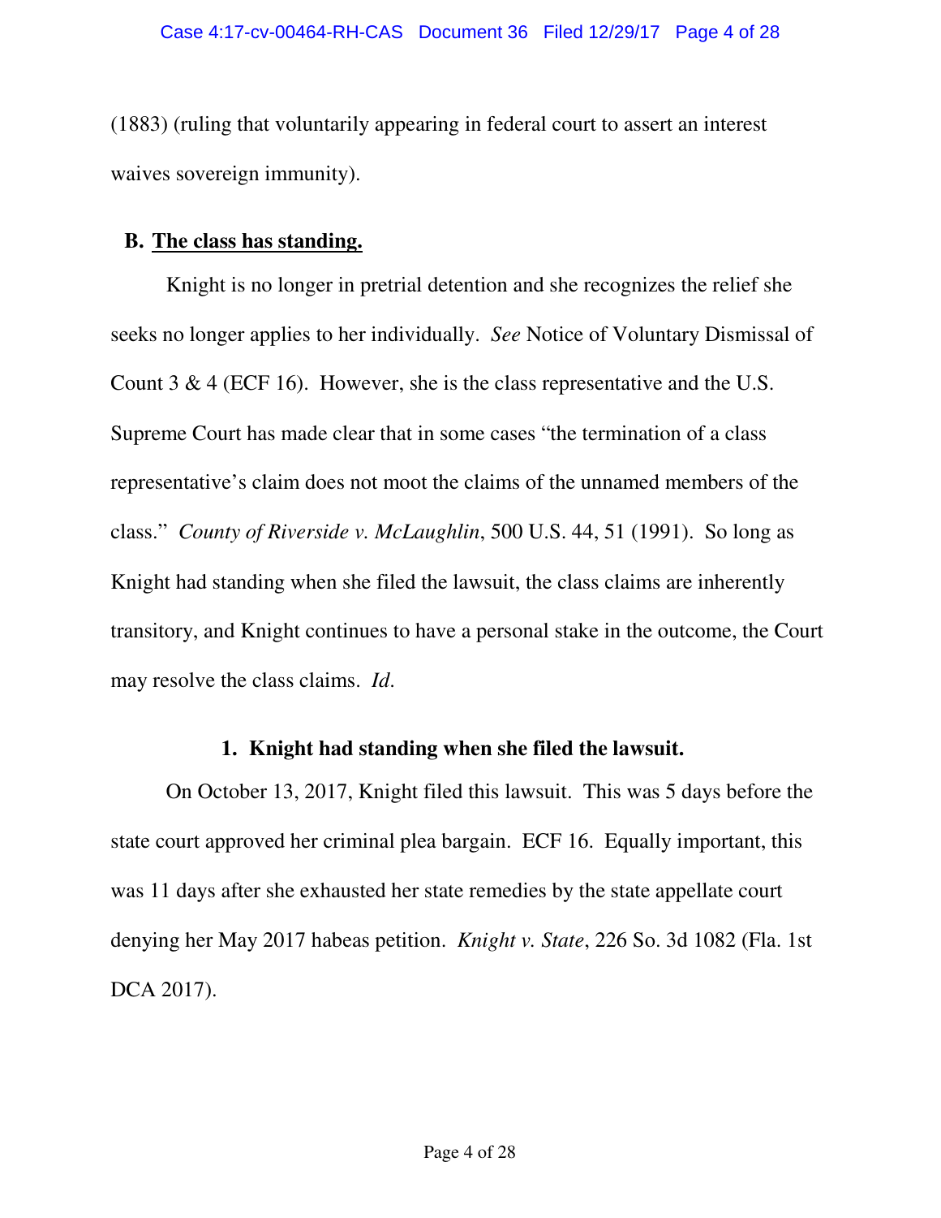(1883) (ruling that voluntarily appearing in federal court to assert an interest waives sovereign immunity).

## B. The class has standing.

Knight is no longer in pretrial detention and she recognizes the relief she seeks no longer applies to her individually. *See* Notice of Voluntary Dismissal of Count 3 & 4 (ECF 16). However, she is the class representative and the U.S. Supreme Court has made clear that in some cases "the termination of a class representative's claim does not moot the claims of the unnamed members of the class." *County of Riverside v. McLaughlin*, 500 U.S. 44, 51 (1991). So long as Knight had standing when she filed the lawsuit, the class claims are inherently transitory, and Knight continues to have a personal stake in the outcome, the Court may resolve the class claims. *Id.*

### 1. Knight had standing when she filed the lawsuit.

On October 13, 2017, Knight filed this lawsuit. This was 5 days before the state court approved her criminal plea bargain. ECF 16. Equally important, this was 11 days after she exhausted her state remedies by the state appellate court denying her May 2017 habeas petition. *Knight v. State*, 226 So. 3d 1082 (Fla. 1st DCA 2017).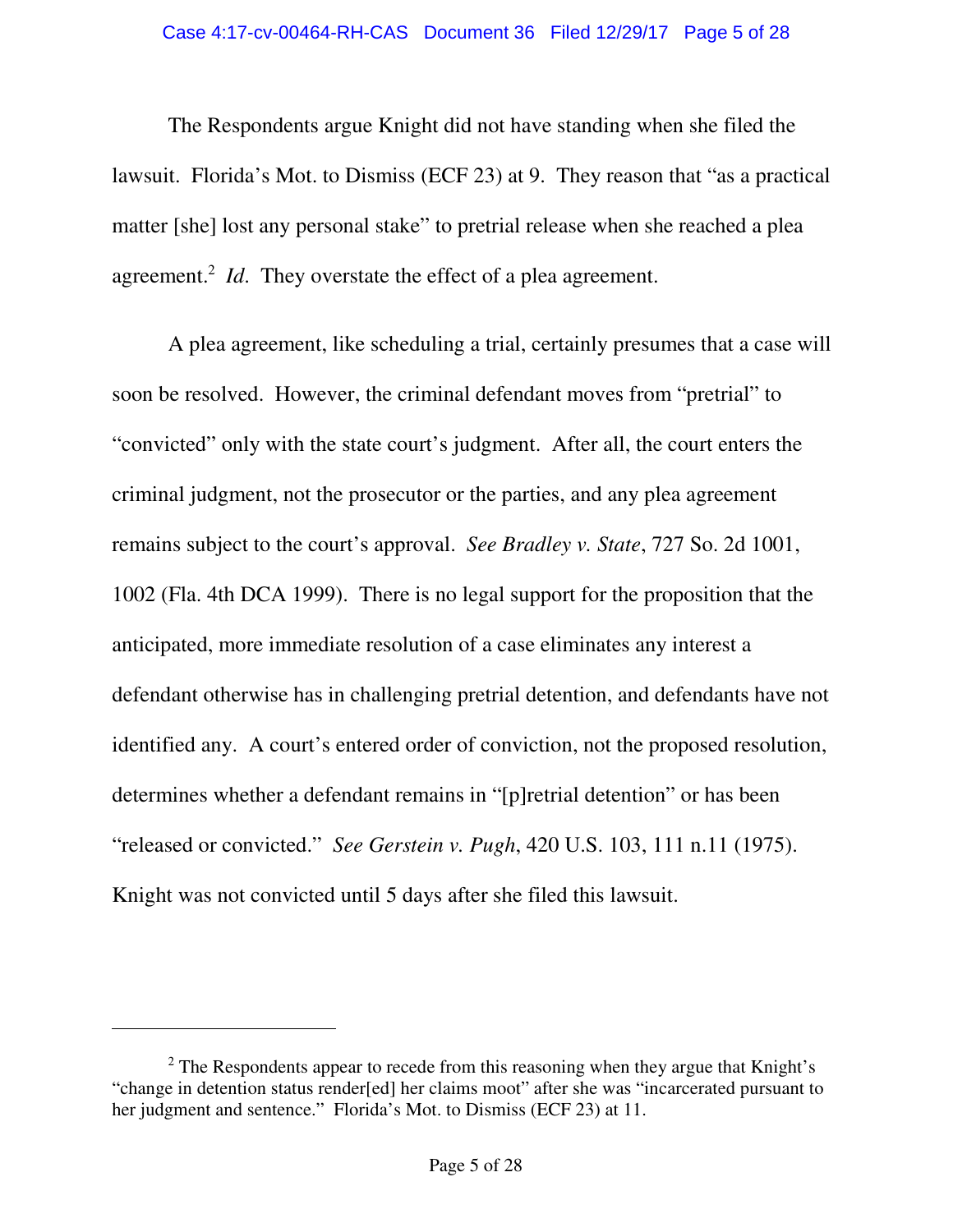The Respondents argue Knight did not have standing when she filed the lawsuit. Florida's Mot. to Dismiss (ECF 23) at 9. They reason that "as a practical matter [she] lost any personal stake" to pretrial release when she reached a plea agreement.[2] *Id*. They overstate the effect of a plea agreement.

A plea agreement, like scheduling a trial, certainly presumes that a case will soon be resolved. However, the criminal defendant moves from "pretrial" to "convicted" only with the state court's judgment. After all, the court enters the criminal judgment, not the prosecutor or the parties, and any plea agreement remains subject to the court's approval. *See Bradley v. State*, 727 So. 2d 1001, 1002 (Fla. 4th DCA 1999). There is no legal support for the proposition that the anticipated, more immediate resolution of a case eliminates any interest a defendant otherwise has in challenging pretrial detention, and defendants have not identified any. A court's entered order of conviction, not the proposed resolution, determines whether a defendant remains in "[p]retrial detention" or has been "released or convicted." *See Gerstein v. Pugh*, 420 U.S. 103, 111 n.11 (1975). Knight was not convicted until 5 days after she filed this lawsuit.

---

[2] The Respondents appear to recede from this reasoning when they argue that Knight's "change in detention status render[ed] her claims moot" after she was "incarcerated pursuant to her judgment and sentence." Florida's Mot. to Dismiss (ECF 23) at 11.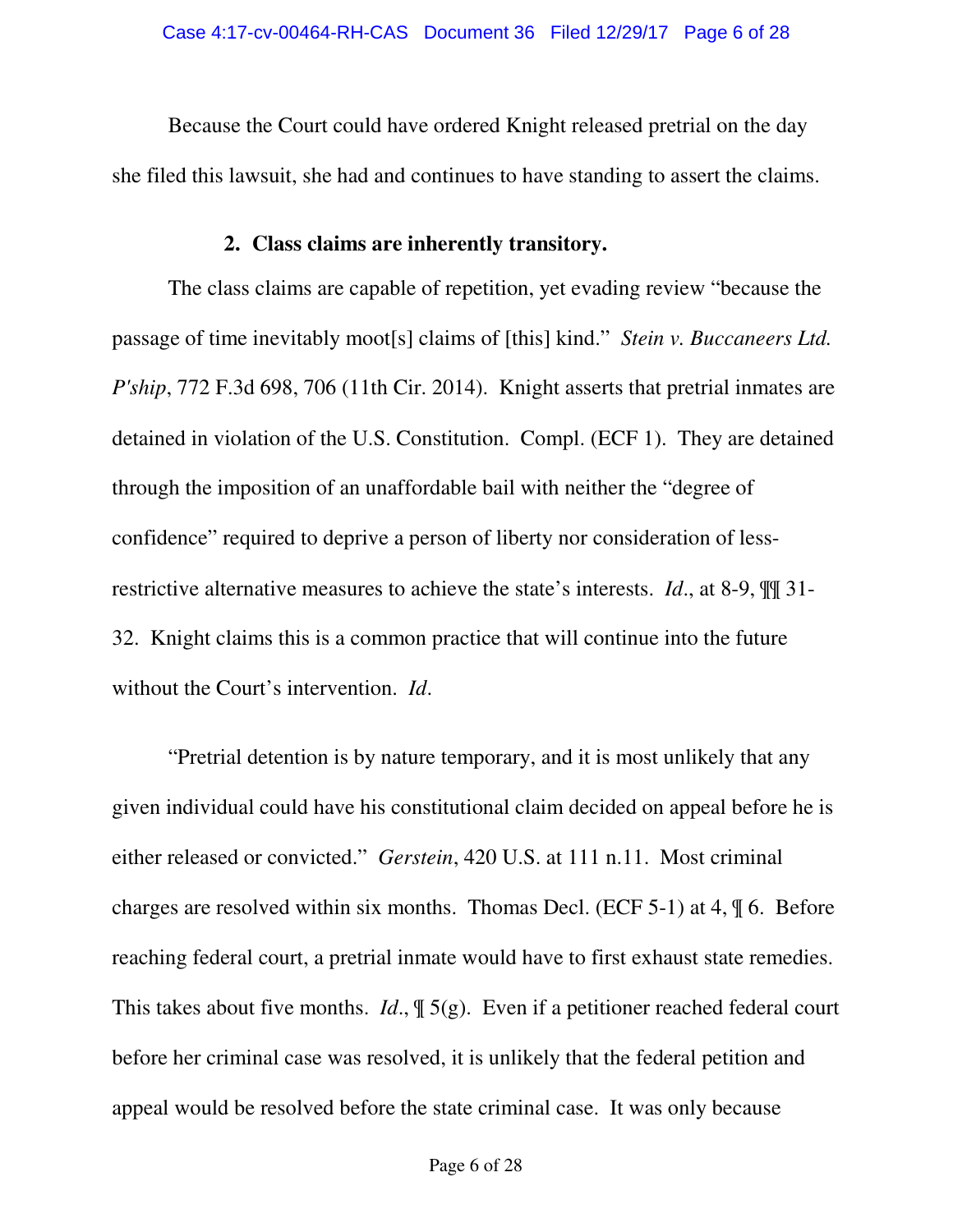Because the Court could have ordered Knight released pretrial on the day she filed this lawsuit, she had and continues to have standing to assert the claims.

### 2. Class claims are inherently transitory.

The class claims are capable of repetition, yet evading review "because the passage of time inevitably moot[s] claims of [this] kind." *Stein v. Buccaneers Ltd. P'ship*, 772 F.3d 698, 706 (11th Cir. 2014). Knight asserts that pretrial inmates are detained in violation of the U.S. Constitution. Compl. (ECF 1). They are detained through the imposition of an unaffordable bail with neither the "degree of confidence" required to deprive a person of liberty nor consideration of less-restrictive alternative measures to achieve the state's interests. *Id*., at 8-9, ¶¶ 31-32. Knight claims this is a common practice that will continue into the future without the Court's intervention. *Id*.

"Pretrial detention is by nature temporary, and it is most unlikely that any given individual could have his constitutional claim decided on appeal before he is either released or convicted." *Gerstein*, 420 U.S. at 111 n.11. Most criminal charges are resolved within six months. Thomas Decl. (ECF 5-1) at 4, ¶ 6. Before reaching federal court, a pretrial inmate would have to first exhaust state remedies. This takes about five months. *Id*., ¶ 5(g). Even if a petitioner reached federal court before her criminal case was resolved, it is unlikely that the federal petition and appeal would be resolved before the state criminal case. It was only because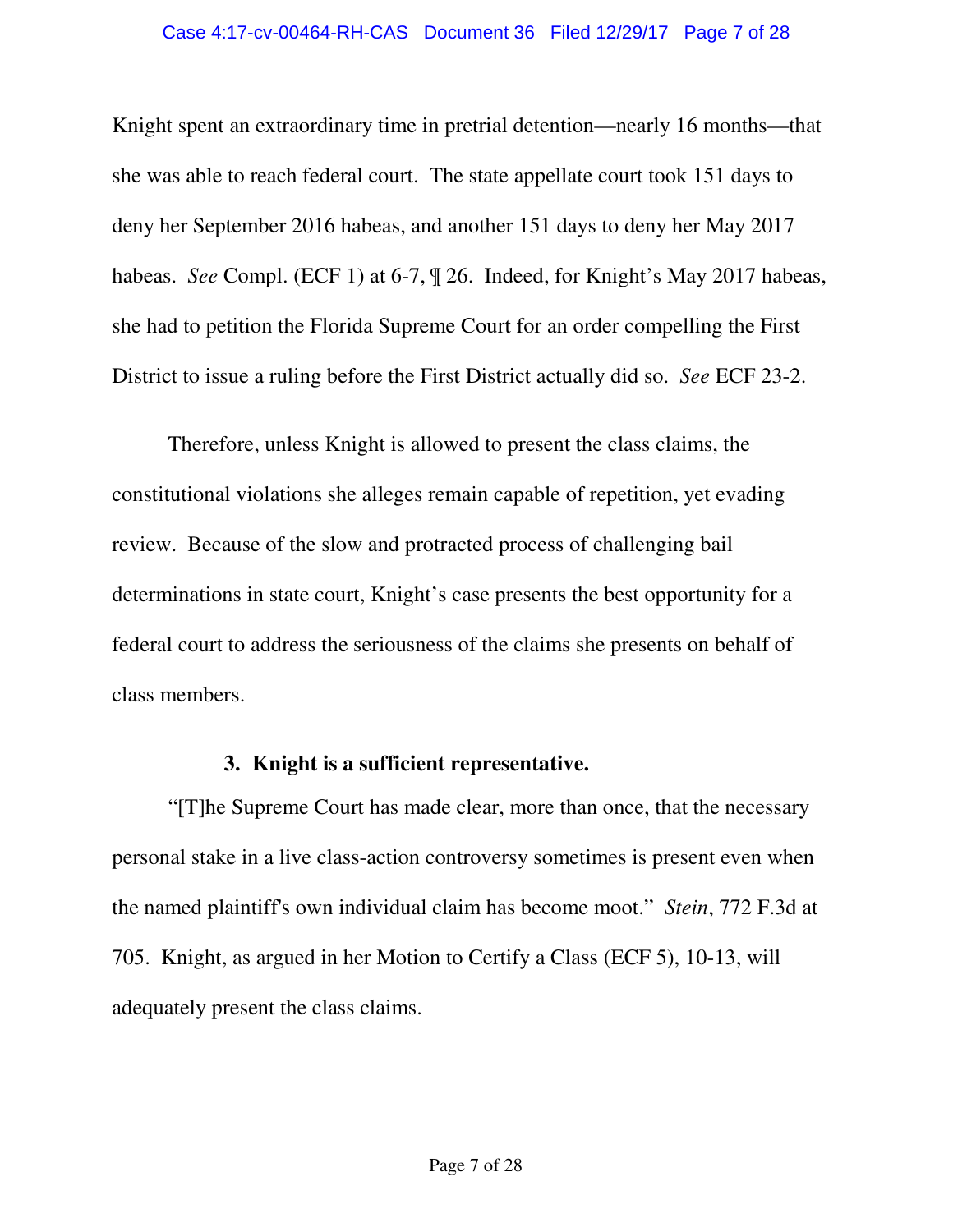Knight spent an extraordinary time in pretrial detention—nearly 16 months—that she was able to reach federal court. The state appellate court took 151 days to deny her September 2016 habeas, and another 151 days to deny her May 2017 habeas. *See* Compl. (ECF 1) at 6-7, ¶ 26. Indeed, for Knight's May 2017 habeas, she had to petition the Florida Supreme Court for an order compelling the First District to issue a ruling before the First District actually did so. *See* ECF 23-2.

Therefore, unless Knight is allowed to present the class claims, the constitutional violations she alleges remain capable of repetition, yet evading review. Because of the slow and protracted process of challenging bail determinations in state court, Knight's case presents the best opportunity for a federal court to address the seriousness of the claims she presents on behalf of class members.

**3. Knight is a sufficient representative.**

"[T]he Supreme Court has made clear, more than once, that the necessary personal stake in a live class-action controversy sometimes is present even when the named plaintiff's own individual claim has become moot." *Stein*, 772 F.3d at 705. Knight, as argued in her Motion to Certify a Class (ECF 5), 10-13, will adequately present the class claims.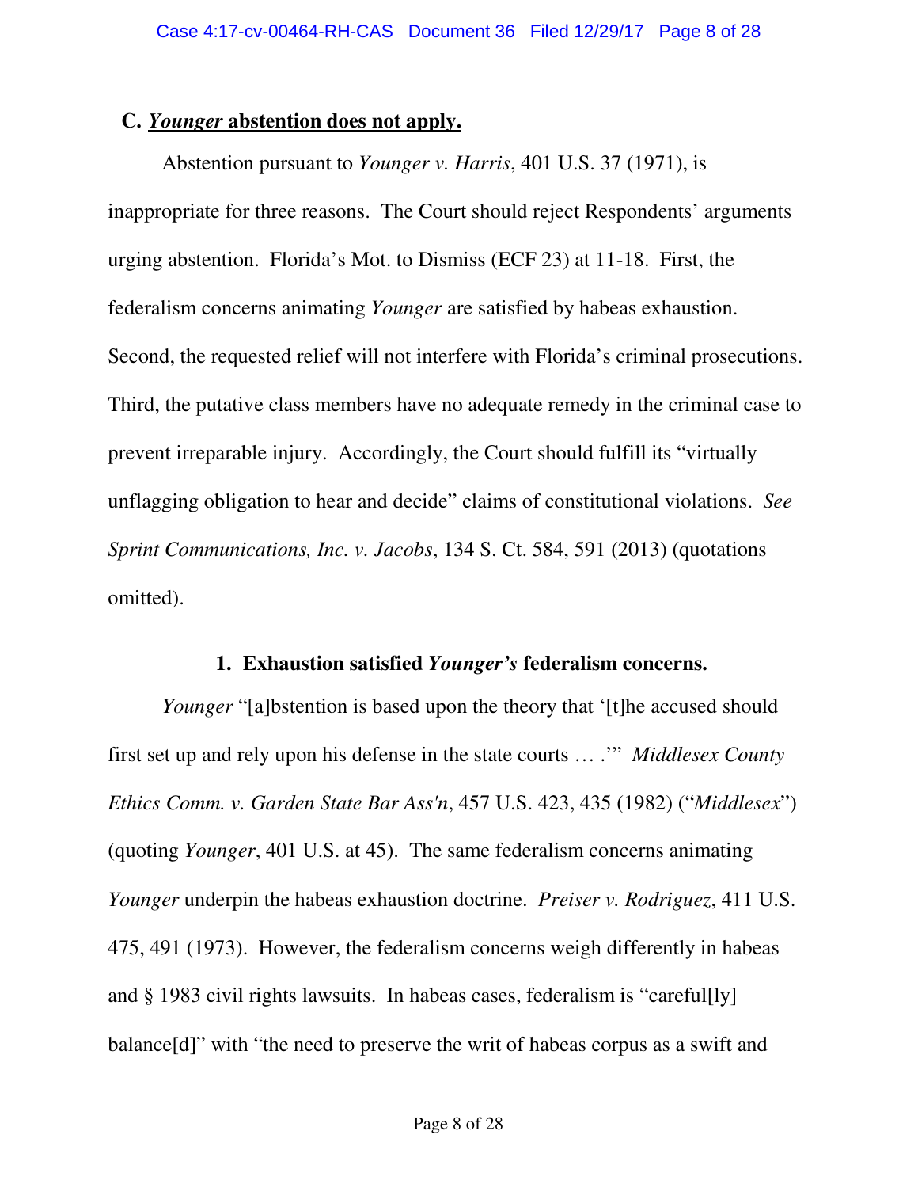### C. *Younger* abstention does not apply.

Abstention pursuant to *Younger v. Harris*, 401 U.S. 37 (1971), is inappropriate for three reasons. The Court should reject Respondents' arguments urging abstention. Florida's Mot. to Dismiss (ECF 23) at 11-18. First, the federalism concerns animating *Younger* are satisfied by habeas exhaustion. Second, the requested relief will not interfere with Florida's criminal prosecutions. Third, the putative class members have no adequate remedy in the criminal case to prevent irreparable injury. Accordingly, the Court should fulfill its "virtually unflagging obligation to hear and decide" claims of constitutional violations. *See Sprint Communications, Inc. v. Jacobs*, 134 S. Ct. 584, 591 (2013) (quotations omitted).

#### 1. Exhaustion satisfied *Younger's* federalism concerns.

*Younger* "[a]bstention is based upon the theory that '[t]he accused should first set up and rely upon his defense in the state courts … .'" *Middlesex County Ethics Comm. v. Garden State Bar Ass'n*, 457 U.S. 423, 435 (1982) ("*Middlesex*") (quoting *Younger*, 401 U.S. at 45). The same federalism concerns animating *Younger* underpin the habeas exhaustion doctrine. *Preiser v. Rodriguez*, 411 U.S. 475, 491 (1973). However, the federalism concerns weigh differently in habeas and § 1983 civil rights lawsuits. In habeas cases, federalism is "careful[ly] balance[d]" with "the need to preserve the writ of habeas corpus as a swift and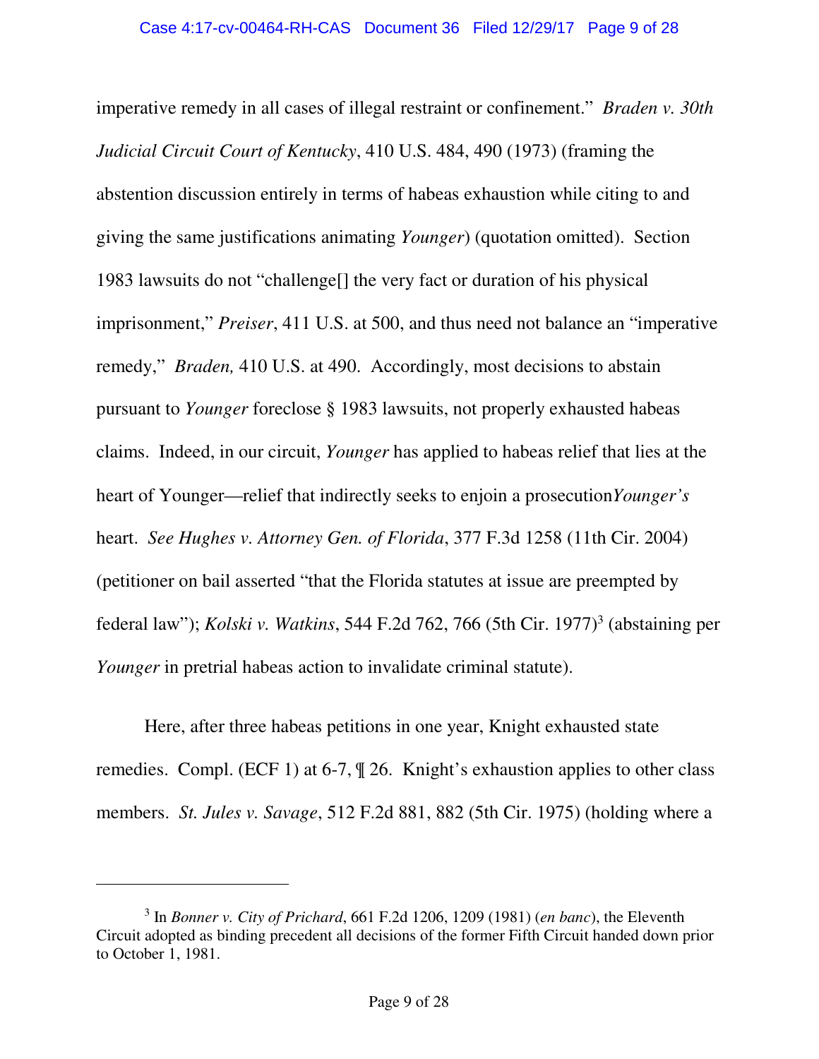imperative remedy in all cases of illegal restraint or confinement." *Braden v. 30th Judicial Circuit Court of Kentucky*, 410 U.S. 484, 490 (1973) (framing the abstention discussion entirely in terms of habeas exhaustion while citing to and giving the same justifications animating *Younger*) (quotation omitted). Section 1983 lawsuits do not "challenge[] the very fact or duration of his physical imprisonment," *Preiser*, 411 U.S. at 500, and thus need not balance an "imperative remedy," *Braden,* 410 U.S. at 490. Accordingly, most decisions to abstain pursuant to *Younger* foreclose § 1983 lawsuits, not properly exhausted habeas claims. Indeed, in our circuit, *Younger* has applied to habeas relief that lies at the heart of Younger—relief that indirectly seeks to enjoin a prosecution*Younger's* heart. *See Hughes v. Attorney Gen. of Florida*, 377 F.3d 1258 (11th Cir. 2004) (petitioner on bail asserted "that the Florida statutes at issue are preempted by federal law"); *Kolski v. Watkins*, 544 F.2d 762, 766 (5th Cir. 1977)[3] (abstaining per *Younger* in pretrial habeas action to invalidate criminal statute).

Here, after three habeas petitions in one year, Knight exhausted state remedies. Compl. (ECF 1) at 6-7, ¶ 26. Knight's exhaustion applies to other class members. *St. Jules v. Savage*, 512 F.2d 881, 882 (5th Cir. 1975) (holding where a

---

[3] In *Bonner v. City of Prichard*, 661 F.2d 1206, 1209 (1981) (*en banc*), the Eleventh Circuit adopted as binding precedent all decisions of the former Fifth Circuit handed down prior to October 1, 1981.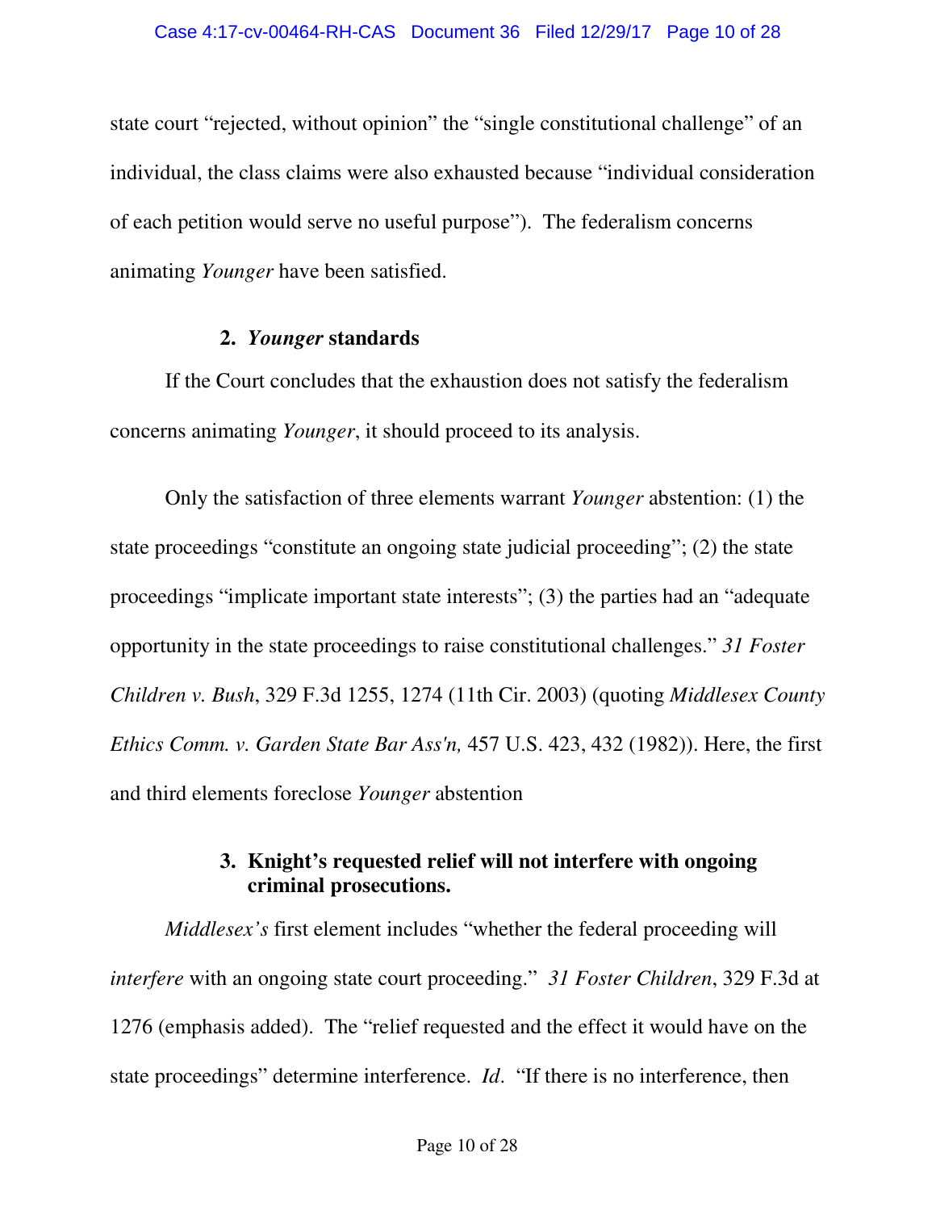state court "rejected, without opinion" the "single constitutional challenge" of an individual, the class claims were also exhausted because "individual consideration of each petition would serve no useful purpose"). The federalism concerns animating *Younger* have been satisfied.

### 2. *Younger* standards

If the Court concludes that the exhaustion does not satisfy the federalism concerns animating *Younger*, it should proceed to its analysis.

Only the satisfaction of three elements warrant *Younger* abstention: (1) the state proceedings "constitute an ongoing state judicial proceeding"; (2) the state proceedings "implicate important state interests"; (3) the parties had an "adequate opportunity in the state proceedings to raise constitutional challenges." *31 Foster Children v. Bush*, 329 F.3d 1255, 1274 (11th Cir. 2003) (quoting *Middlesex County Ethics Comm. v. Garden State Bar Ass'n,* 457 U.S. 423, 432 (1982)). Here, the first and third elements foreclose *Younger* abstention

### 3. Knight's requested relief will not interfere with ongoing criminal prosecutions.

*Middlesex's* first element includes "whether the federal proceeding will *interfere* with an ongoing state court proceeding." *31 Foster Children*, 329 F.3d at 1276 (emphasis added). The "relief requested and the effect it would have on the state proceedings" determine interference. *Id*. "If there is no interference, then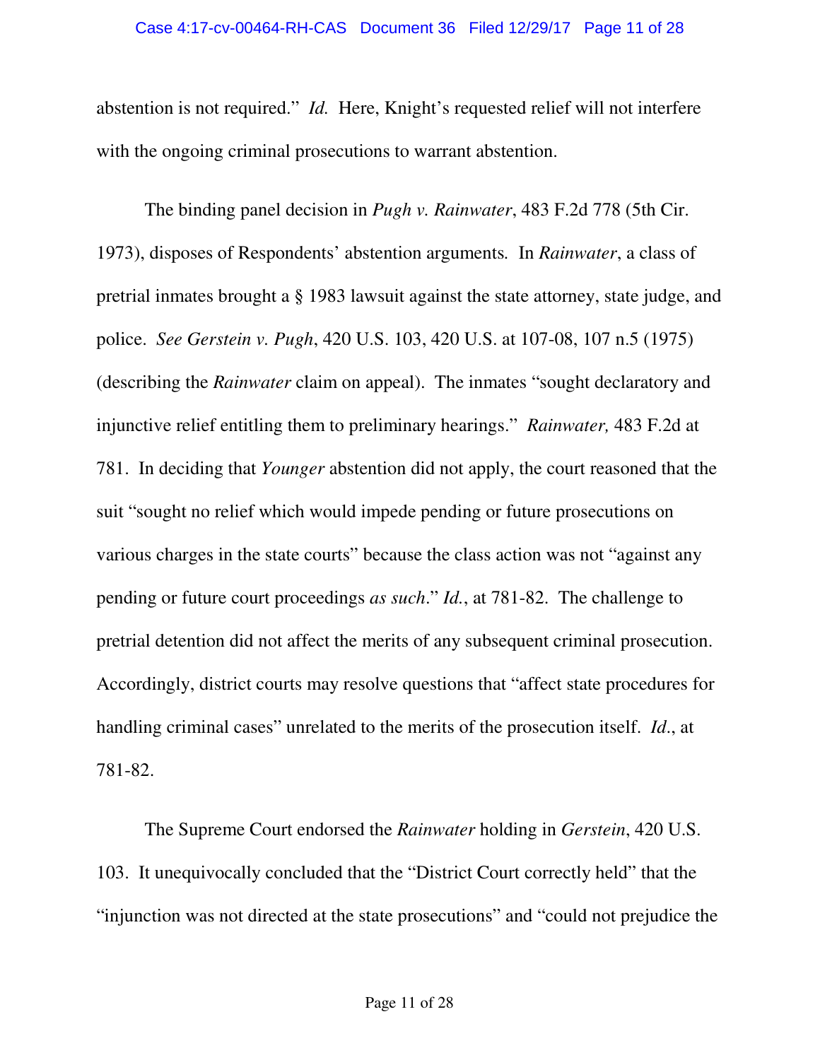abstention is not required." *Id.* Here, Knight's requested relief will not interfere with the ongoing criminal prosecutions to warrant abstention.

The binding panel decision in *Pugh v. Rainwater*, 483 F.2d 778 (5th Cir. 1973), disposes of Respondents' abstention arguments. In *Rainwater*, a class of pretrial inmates brought a § 1983 lawsuit against the state attorney, state judge, and police. *See Gerstein v. Pugh*, 420 U.S. 103, 420 U.S. at 107-08, 107 n.5 (1975) (describing the *Rainwater* claim on appeal). The inmates "sought declaratory and injunctive relief entitling them to preliminary hearings." *Rainwater,* 483 F.2d at 781. In deciding that *Younger* abstention did not apply, the court reasoned that the suit "sought no relief which would impede pending or future prosecutions on various charges in the state courts" because the class action was not "against any pending or future court proceedings *as such*." *Id.*, at 781-82. The challenge to pretrial detention did not affect the merits of any subsequent criminal prosecution. Accordingly, district courts may resolve questions that "affect state procedures for handling criminal cases" unrelated to the merits of the prosecution itself. *Id.*, at 781-82.

The Supreme Court endorsed the *Rainwater* holding in *Gerstein*, 420 U.S. 103. It unequivocally concluded that the "District Court correctly held" that the "injunction was not directed at the state prosecutions" and "could not prejudice the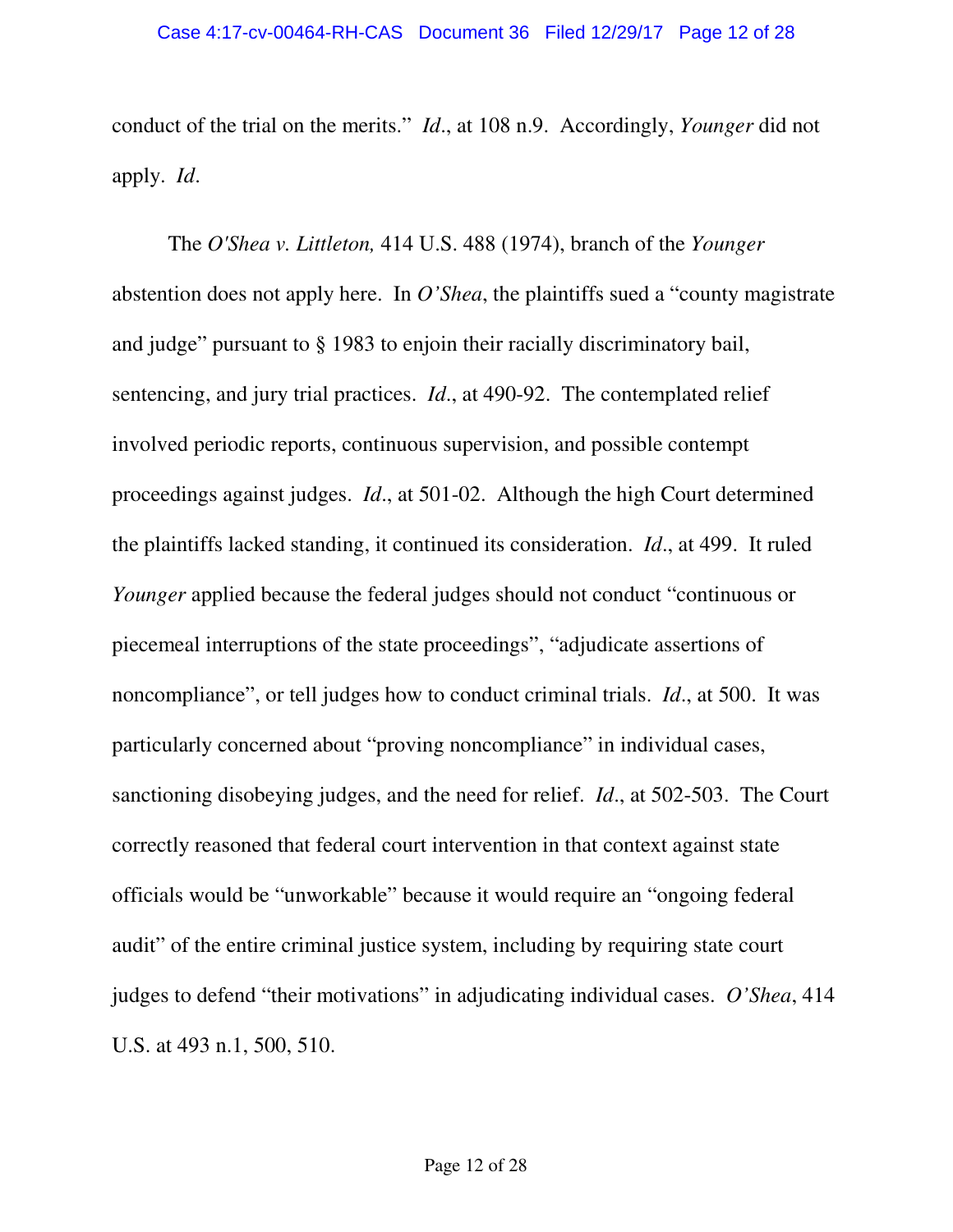conduct of the trial on the merits." *Id*., at 108 n.9. Accordingly, *Younger* did not apply. *Id*.

The *O'Shea v. Littleton,* 414 U.S. 488 (1974), branch of the *Younger* abstention does not apply here. In *O'Shea*, the plaintiffs sued a "county magistrate and judge" pursuant to § 1983 to enjoin their racially discriminatory bail, sentencing, and jury trial practices. *Id*., at 490-92. The contemplated relief involved periodic reports, continuous supervision, and possible contempt proceedings against judges. *Id*., at 501-02. Although the high Court determined the plaintiffs lacked standing, it continued its consideration. *Id*., at 499. It ruled *Younger* applied because the federal judges should not conduct "continuous or piecemeal interruptions of the state proceedings", "adjudicate assertions of noncompliance", or tell judges how to conduct criminal trials. *Id*., at 500. It was particularly concerned about "proving noncompliance" in individual cases, sanctioning disobeying judges, and the need for relief. *Id*., at 502-503. The Court correctly reasoned that federal court intervention in that context against state officials would be "unworkable" because it would require an "ongoing federal audit" of the entire criminal justice system, including by requiring state court judges to defend "their motivations" in adjudicating individual cases. *O'Shea*, 414 U.S. at 493 n.1, 500, 510.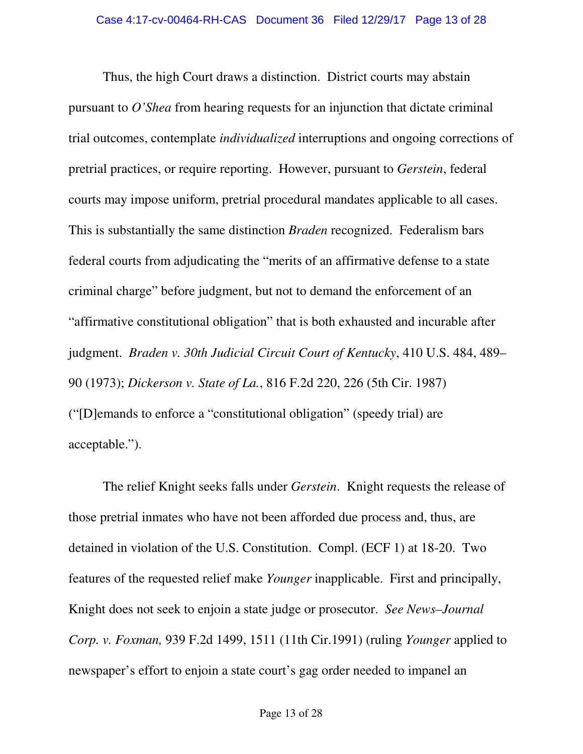Thus, the high Court draws a distinction. District courts may abstain pursuant to *O'Shea* from hearing requests for an injunction that dictate criminal trial outcomes, contemplate *individualized* interruptions and ongoing corrections of pretrial practices, or require reporting. However, pursuant to *Gerstein*, federal courts may impose uniform, pretrial procedural mandates applicable to all cases. This is substantially the same distinction *Braden* recognized. Federalism bars federal courts from adjudicating the "merits of an affirmative defense to a state criminal charge" before judgment, but not to demand the enforcement of an "affirmative constitutional obligation" that is both exhausted and incurable after judgment. *Braden v. 30th Judicial Circuit Court of Kentucky*, 410 U.S. 484, 489–90 (1973); *Dickerson v. State of La.*, 816 F.2d 220, 226 (5th Cir. 1987) ("[D]emands to enforce a "constitutional obligation" (speedy trial) are acceptable.").

The relief Knight seeks falls under *Gerstein*. Knight requests the release of those pretrial inmates who have not been afforded due process and, thus, are detained in violation of the U.S. Constitution. Compl. (ECF 1) at 18-20. Two features of the requested relief make *Younger* inapplicable. First and principally, Knight does not seek to enjoin a state judge or prosecutor. *See News–Journal Corp. v. Foxman,* 939 F.2d 1499, 1511 (11th Cir.1991) (ruling *Younger* applied to newspaper's effort to enjoin a state court's gag order needed to impanel an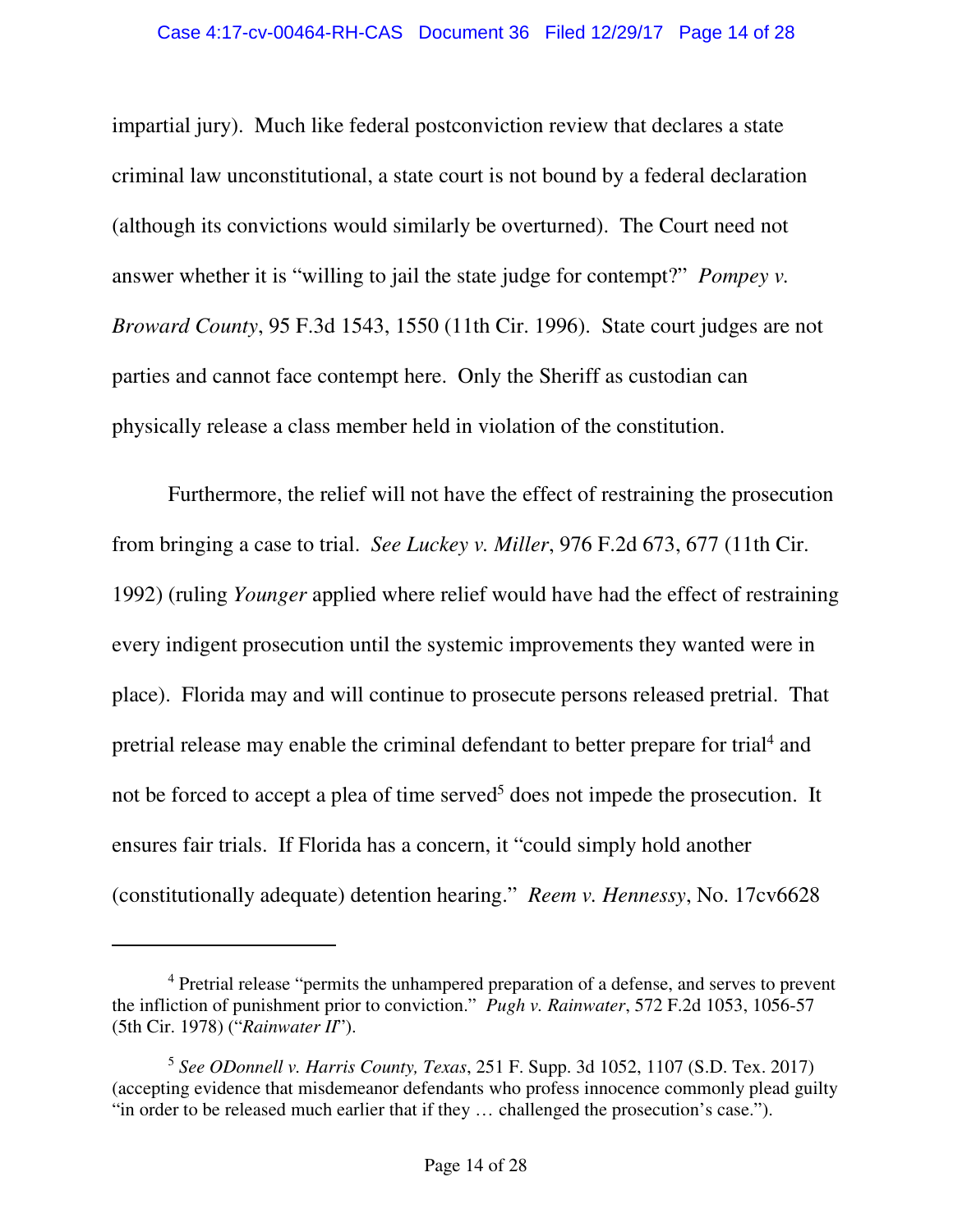impartial jury). Much like federal postconviction review that declares a state criminal law unconstitutional, a state court is not bound by a federal declaration (although its convictions would similarly be overturned). The Court need not answer whether it is "willing to jail the state judge for contempt?" *Pompey v. Broward County*, 95 F.3d 1543, 1550 (11th Cir. 1996). State court judges are not parties and cannot face contempt here. Only the Sheriff as custodian can physically release a class member held in violation of the constitution.

Furthermore, the relief will not have the effect of restraining the prosecution from bringing a case to trial. *See Luckey v. Miller*, 976 F.2d 673, 677 (11th Cir. 1992) (ruling *Younger* applied where relief would have had the effect of restraining every indigent prosecution until the systemic improvements they wanted were in place). Florida may and will continue to prosecute persons released pretrial. That pretrial release may enable the criminal defendant to better prepare for trial[4] and not be forced to accept a plea of time served[5] does not impede the prosecution. It ensures fair trials. If Florida has a concern, it "could simply hold another (constitutionally adequate) detention hearing." *Reem v. Hennessy*, No. 17cv6628

---

[4] Pretrial release "permits the unhampered preparation of a defense, and serves to prevent the infliction of punishment prior to conviction." *Pugh v. Rainwater*, 572 F.2d 1053, 1056-57 (5th Cir. 1978) ("*Rainwater II*").

[5] *See ODonnell v. Harris County, Texas*, 251 F. Supp. 3d 1052, 1107 (S.D. Tex. 2017) (accepting evidence that misdemeanor defendants who profess innocence commonly plead guilty "in order to be released much earlier that if they … challenged the prosecution's case.").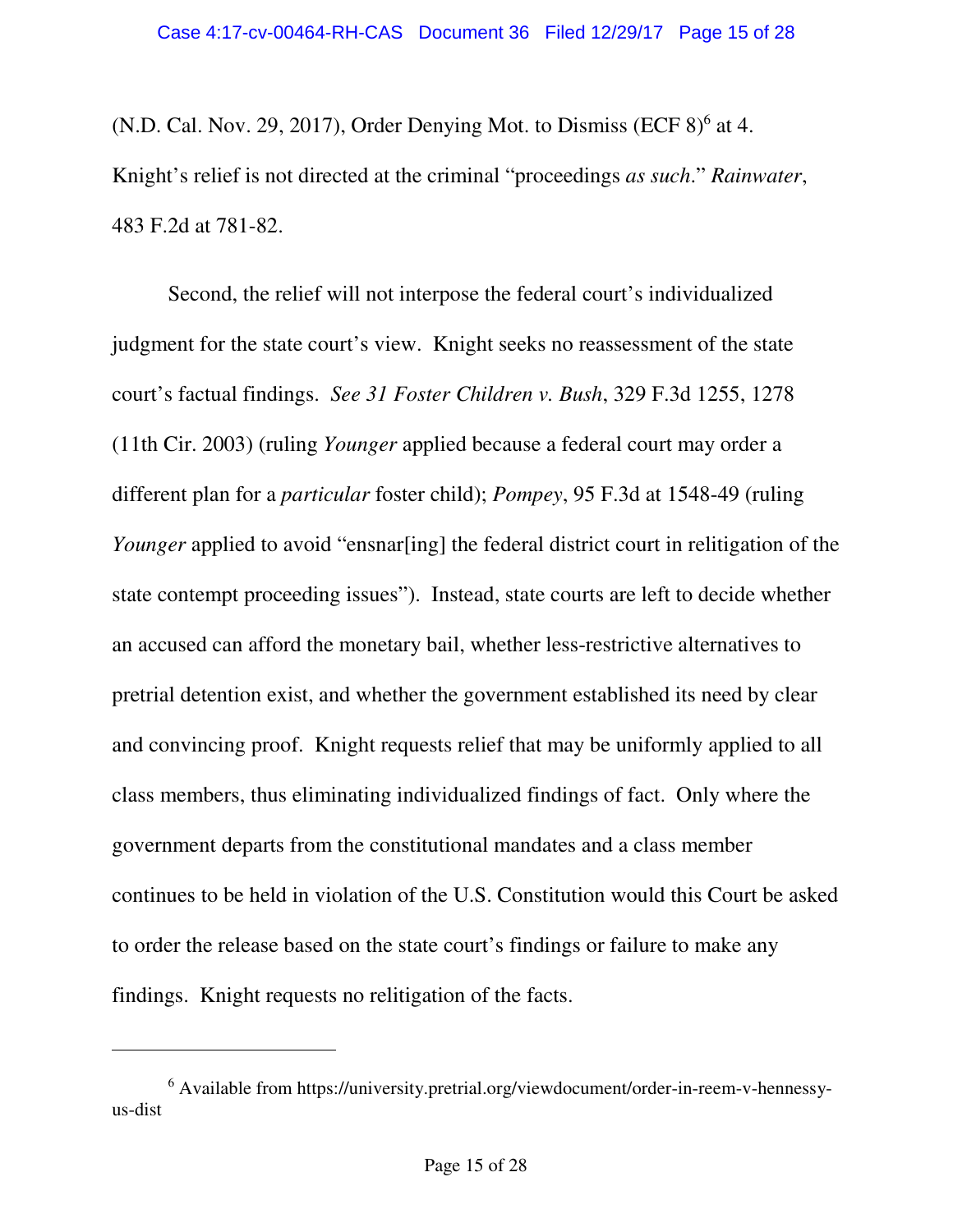(N.D. Cal. Nov. 29, 2017), Order Denying Mot. to Dismiss (ECF 8)[6] at 4. Knight's relief is not directed at the criminal "proceedings *as such*." *Rainwater*, 483 F.2d at 781-82.

Second, the relief will not interpose the federal court's individualized judgment for the state court's view. Knight seeks no reassessment of the state court's factual findings. *See 31 Foster Children v. Bush*, 329 F.3d 1255, 1278 (11th Cir. 2003) (ruling *Younger* applied because a federal court may order a different plan for a *particular* foster child); *Pompey*, 95 F.3d at 1548-49 (ruling *Younger* applied to avoid "ensnar[ing] the federal district court in relitigation of the state contempt proceeding issues"). Instead, state courts are left to decide whether an accused can afford the monetary bail, whether less-restrictive alternatives to pretrial detention exist, and whether the government established its need by clear and convincing proof. Knight requests relief that may be uniformly applied to all class members, thus eliminating individualized findings of fact. Only where the government departs from the constitutional mandates and a class member continues to be held in violation of the U.S. Constitution would this Court be asked to order the release based on the state court's findings or failure to make any findings. Knight requests no relitigation of the facts.

---

[6] Available from https://university.pretrial.org/viewdocument/order-in-reem-v-hennessy-us-dist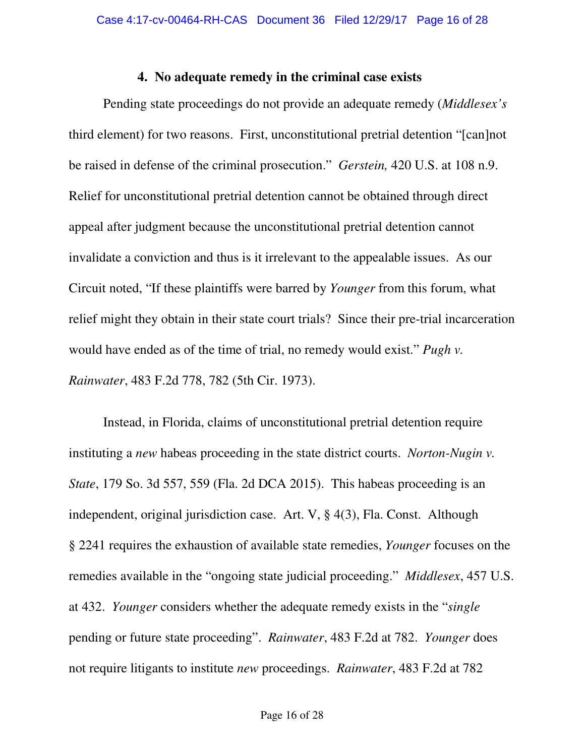### 4. No adequate remedy in the criminal case exists

Pending state proceedings do not provide an adequate remedy (*Middlesex's* third element) for two reasons. First, unconstitutional pretrial detention "[can]not be raised in defense of the criminal prosecution." *Gerstein,* 420 U.S. at 108 n.9. Relief for unconstitutional pretrial detention cannot be obtained through direct appeal after judgment because the unconstitutional pretrial detention cannot invalidate a conviction and thus is it irrelevant to the appealable issues. As our Circuit noted, "If these plaintiffs were barred by *Younger* from this forum, what relief might they obtain in their state court trials? Since their pre-trial incarceration would have ended as of the time of trial, no remedy would exist." *Pugh v. Rainwater*, 483 F.2d 778, 782 (5th Cir. 1973).

Instead, in Florida, claims of unconstitutional pretrial detention require instituting a *new* habeas proceeding in the state district courts. *Norton-Nugin v. State*, 179 So. 3d 557, 559 (Fla. 2d DCA 2015). This habeas proceeding is an independent, original jurisdiction case. Art. V, § 4(3), Fla. Const. Although § 2241 requires the exhaustion of available state remedies, *Younger* focuses on the remedies available in the "ongoing state judicial proceeding." *Middlesex*, 457 U.S. at 432. *Younger* considers whether the adequate remedy exists in the "*single* pending or future state proceeding". *Rainwater*, 483 F.2d at 782. *Younger* does not require litigants to institute *new* proceedings. *Rainwater*, 483 F.2d at 782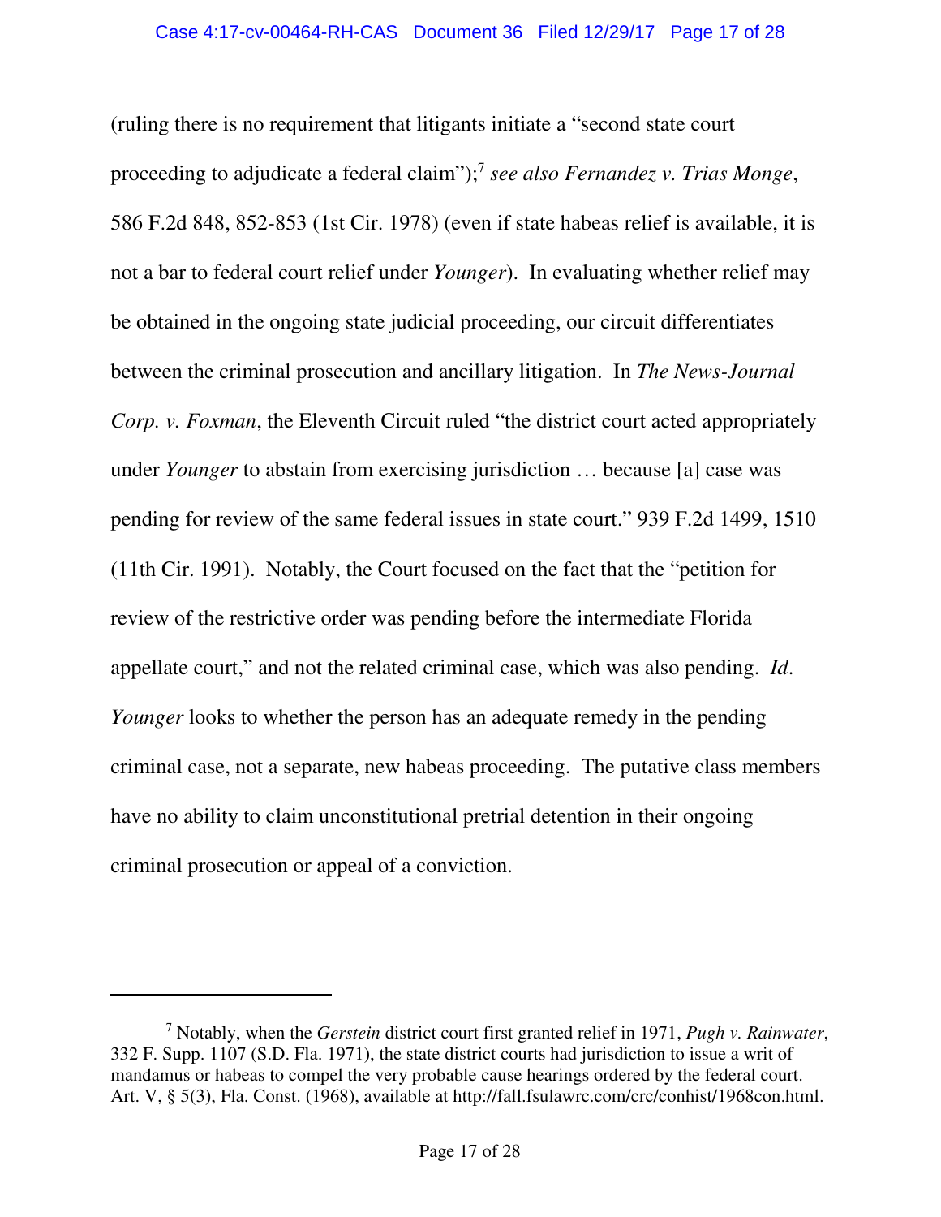(ruling there is no requirement that litigants initiate a "second state court proceeding to adjudicate a federal claim");[7] *see also Fernandez v. Trias Monge*, 586 F.2d 848, 852-853 (1st Cir. 1978) (even if state habeas relief is available, it is not a bar to federal court relief under *Younger*). In evaluating whether relief may be obtained in the ongoing state judicial proceeding, our circuit differentiates between the criminal prosecution and ancillary litigation. In *The News-Journal Corp. v. Foxman*, the Eleventh Circuit ruled "the district court acted appropriately under *Younger* to abstain from exercising jurisdiction … because [a] case was pending for review of the same federal issues in state court." 939 F.2d 1499, 1510 (11th Cir. 1991). Notably, the Court focused on the fact that the "petition for review of the restrictive order was pending before the intermediate Florida appellate court," and not the related criminal case, which was also pending. *Id*. *Younger* looks to whether the person has an adequate remedy in the pending criminal case, not a separate, new habeas proceeding. The putative class members have no ability to claim unconstitutional pretrial detention in their ongoing criminal prosecution or appeal of a conviction.

---

[7] Notably, when the *Gerstein* district court first granted relief in 1971, *Pugh v. Rainwater*, 332 F. Supp. 1107 (S.D. Fla. 1971), the state district courts had jurisdiction to issue a writ of mandamus or habeas to compel the very probable cause hearings ordered by the federal court. Art. V, § 5(3), Fla. Const. (1968), available at http://fall.fsulawrc.com/crc/conhist/1968con.html.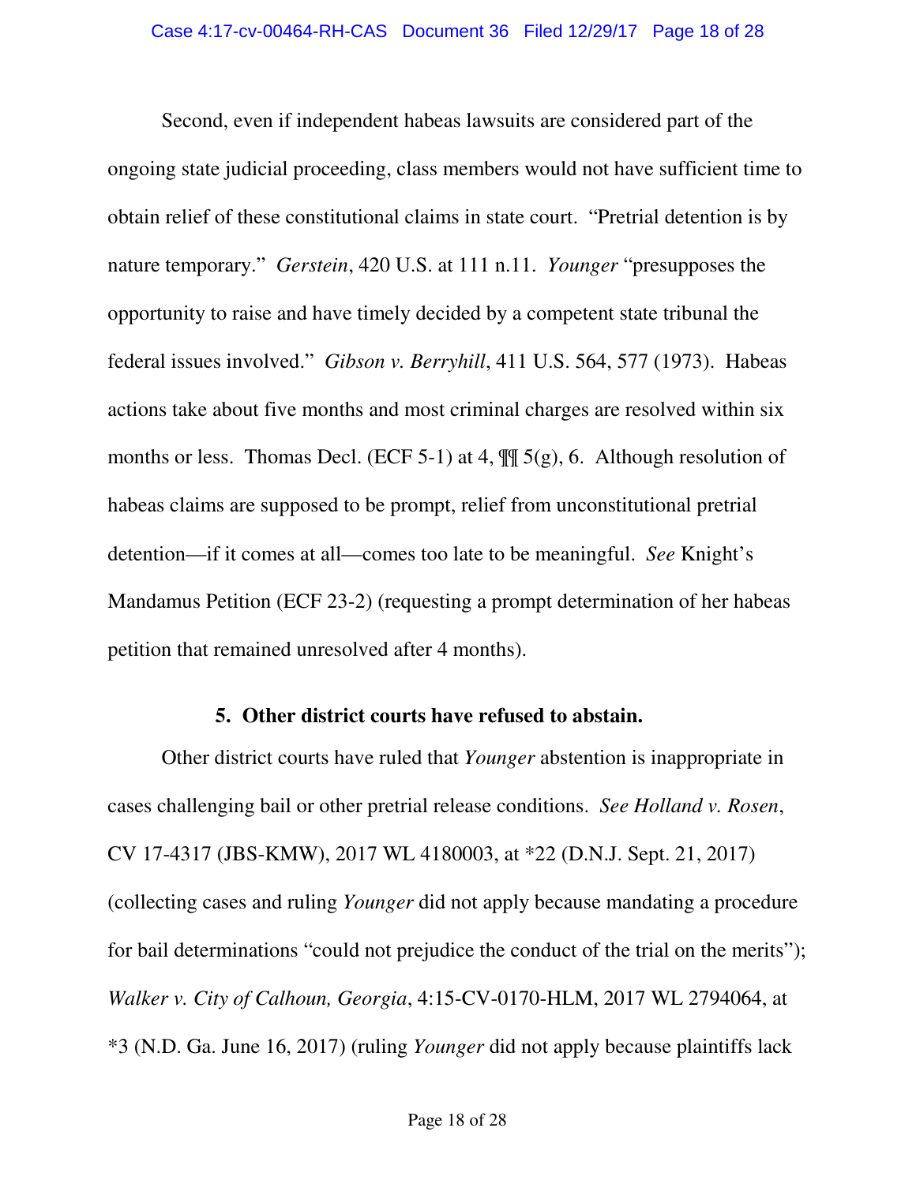Second, even if independent habeas lawsuits are considered part of the ongoing state judicial proceeding, class members would not have sufficient time to obtain relief of these constitutional claims in state court. "Pretrial detention is by nature temporary." *Gerstein*, 420 U.S. at 111 n.11. *Younger* "presupposes the opportunity to raise and have timely decided by a competent state tribunal the federal issues involved." *Gibson v. Berryhill*, 411 U.S. 564, 577 (1973). Habeas actions take about five months and most criminal charges are resolved within six months or less. Thomas Decl. (ECF 5-1) at 4, ¶¶ 5(g), 6. Although resolution of habeas claims are supposed to be prompt, relief from unconstitutional pretrial detention—if it comes at all—comes too late to be meaningful. *See* Knight's Mandamus Petition (ECF 23-2) (requesting a prompt determination of her habeas petition that remained unresolved after 4 months).

**5. Other district courts have refused to abstain.**

Other district courts have ruled that *Younger* abstention is inappropriate in cases challenging bail or other pretrial release conditions. *See Holland v. Rosen*, CV 17-4317 (JBS-KMW), 2017 WL 4180003, at *22 (D.N.J. Sept. 21, 2017) (collecting cases and ruling *Younger* did not apply because mandating a procedure for bail determinations "could not prejudice the conduct of the trial on the merits"); *Walker v. City of Calhoun, Georgia*, 4:15-CV-0170-HLM, 2017 WL 2794064, at *3 (N.D. Ga. June 16, 2017) (ruling *Younger* did not apply because plaintiffs lack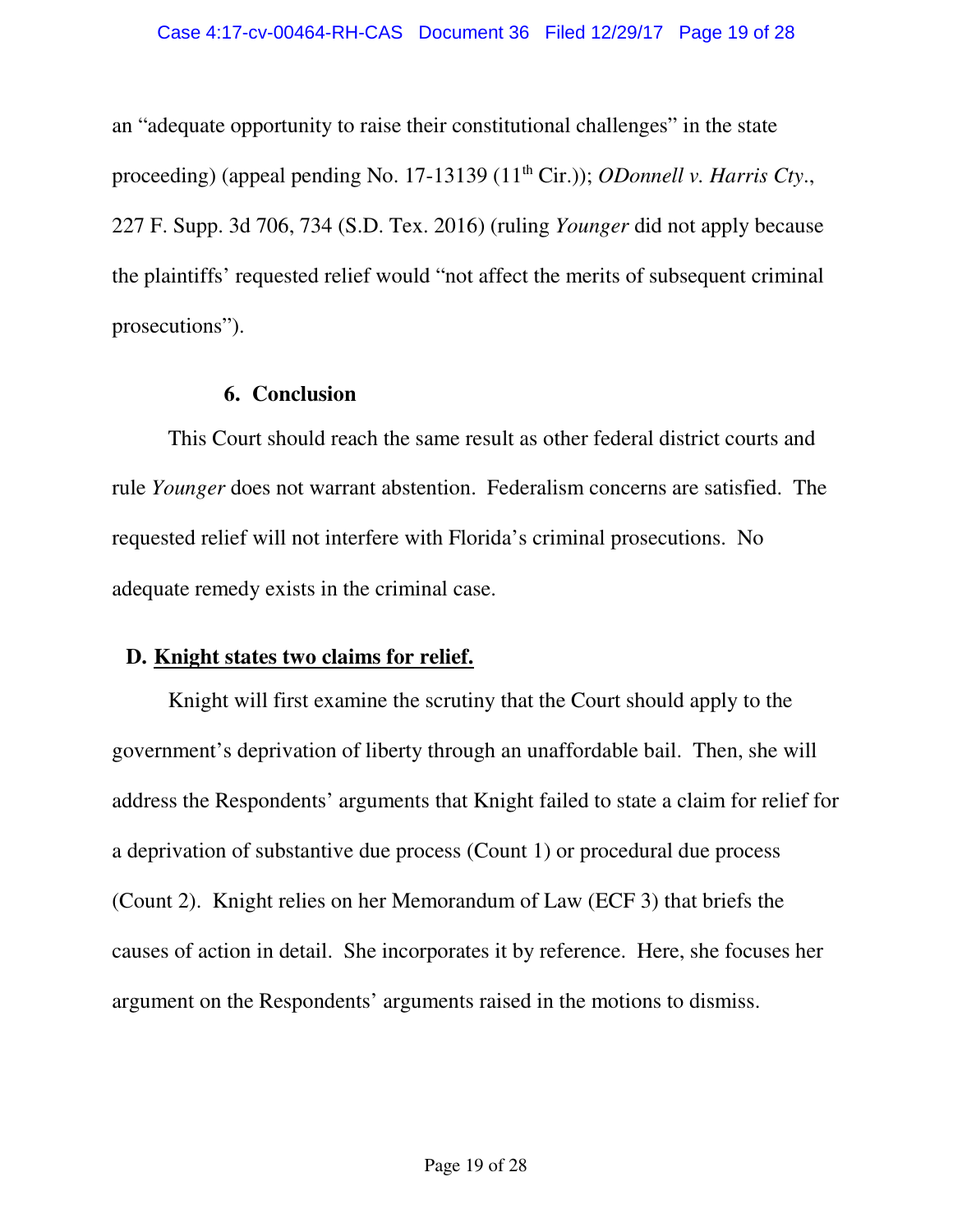an "adequate opportunity to raise their constitutional challenges" in the state proceeding) (appeal pending No. 17-13139 (11th Cir.)); *ODonnell v. Harris Cty*., 227 F. Supp. 3d 706, 734 (S.D. Tex. 2016) (ruling *Younger* did not apply because the plaintiffs' requested relief would "not affect the merits of subsequent criminal prosecutions").

#### 6. Conclusion

This Court should reach the same result as other federal district courts and rule *Younger* does not warrant abstention. Federalism concerns are satisfied. The requested relief will not interfere with Florida's criminal prosecutions. No adequate remedy exists in the criminal case.

### D. <u>Knight states two claims for relief.</u>

Knight will first examine the scrutiny that the Court should apply to the government's deprivation of liberty through an unaffordable bail. Then, she will address the Respondents' arguments that Knight failed to state a claim for relief for a deprivation of substantive due process (Count 1) or procedural due process (Count 2). Knight relies on her Memorandum of Law (ECF 3) that briefs the causes of action in detail. She incorporates it by reference. Here, she focuses her argument on the Respondents' arguments raised in the motions to dismiss.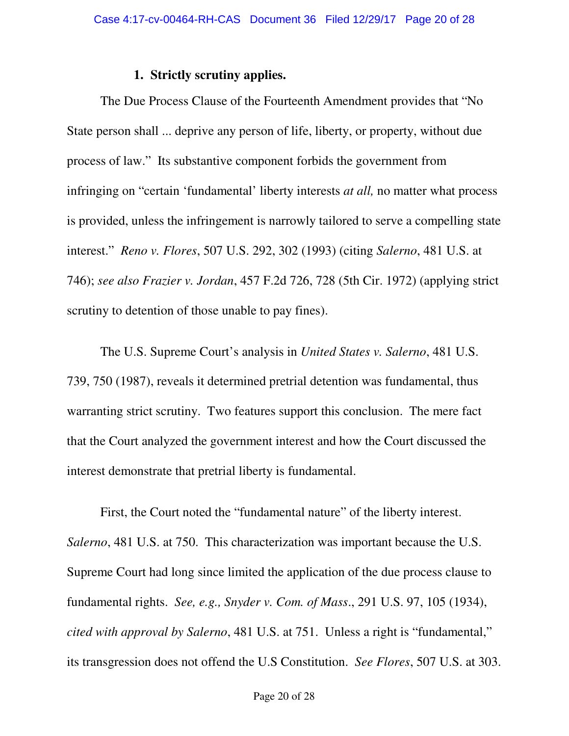### 1. Strictly scrutiny applies.

The Due Process Clause of the Fourteenth Amendment provides that "No State person shall ... deprive any person of life, liberty, or property, without due process of law." Its substantive component forbids the government from infringing on "certain 'fundamental' liberty interests *at all,* no matter what process is provided, unless the infringement is narrowly tailored to serve a compelling state interest." *Reno v. Flores*, 507 U.S. 292, 302 (1993) (citing *Salerno*, 481 U.S. at 746); *see also Frazier v. Jordan*, 457 F.2d 726, 728 (5th Cir. 1972) (applying strict scrutiny to detention of those unable to pay fines).

The U.S. Supreme Court's analysis in *United States v. Salerno*, 481 U.S. 739, 750 (1987), reveals it determined pretrial detention was fundamental, thus warranting strict scrutiny. Two features support this conclusion. The mere fact that the Court analyzed the government interest and how the Court discussed the interest demonstrate that pretrial liberty is fundamental.

First, the Court noted the "fundamental nature" of the liberty interest. *Salerno*, 481 U.S. at 750. This characterization was important because the U.S. Supreme Court had long since limited the application of the due process clause to fundamental rights. *See, e.g., Snyder v. Com. of Mass*., 291 U.S. 97, 105 (1934), *cited with approval by Salerno*, 481 U.S. at 751. Unless a right is "fundamental," its transgression does not offend the U.S Constitution. *See Flores*, 507 U.S. at 303.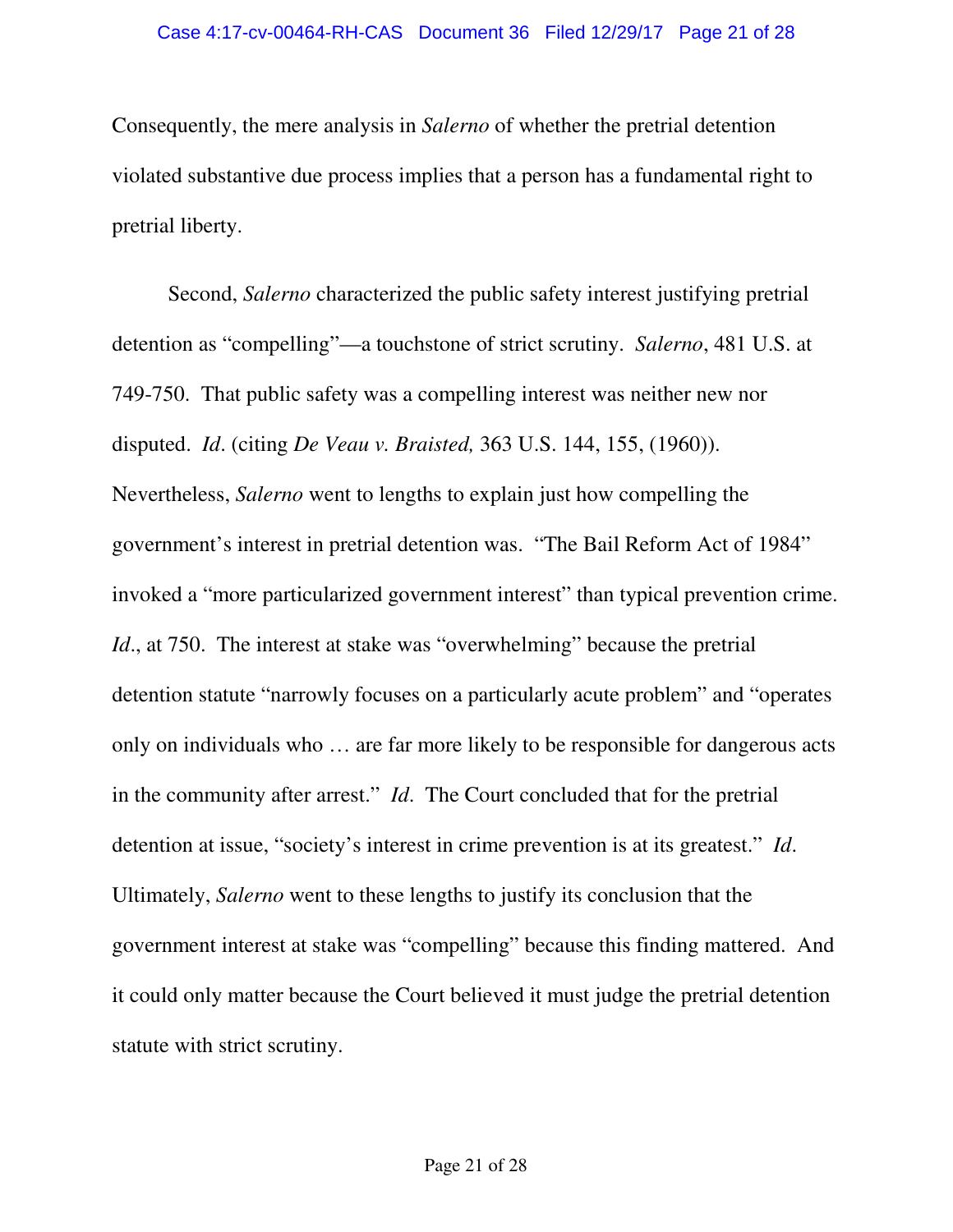Consequently, the mere analysis in *Salerno* of whether the pretrial detention violated substantive due process implies that a person has a fundamental right to pretrial liberty.

Second, *Salerno* characterized the public safety interest justifying pretrial detention as "compelling"—a touchstone of strict scrutiny. *Salerno*, 481 U.S. at 749-750. That public safety was a compelling interest was neither new nor disputed. *Id*. (citing *De Veau v. Braisted,* 363 U.S. 144, 155, (1960)). Nevertheless, *Salerno* went to lengths to explain just how compelling the government's interest in pretrial detention was. "The Bail Reform Act of 1984" invoked a "more particularized government interest" than typical prevention crime. *Id*., at 750. The interest at stake was "overwhelming" because the pretrial detention statute "narrowly focuses on a particularly acute problem" and "operates only on individuals who … are far more likely to be responsible for dangerous acts in the community after arrest." *Id*. The Court concluded that for the pretrial detention at issue, "society's interest in crime prevention is at its greatest." *Id*. Ultimately, *Salerno* went to these lengths to justify its conclusion that the government interest at stake was "compelling" because this finding mattered. And it could only matter because the Court believed it must judge the pretrial detention statute with strict scrutiny.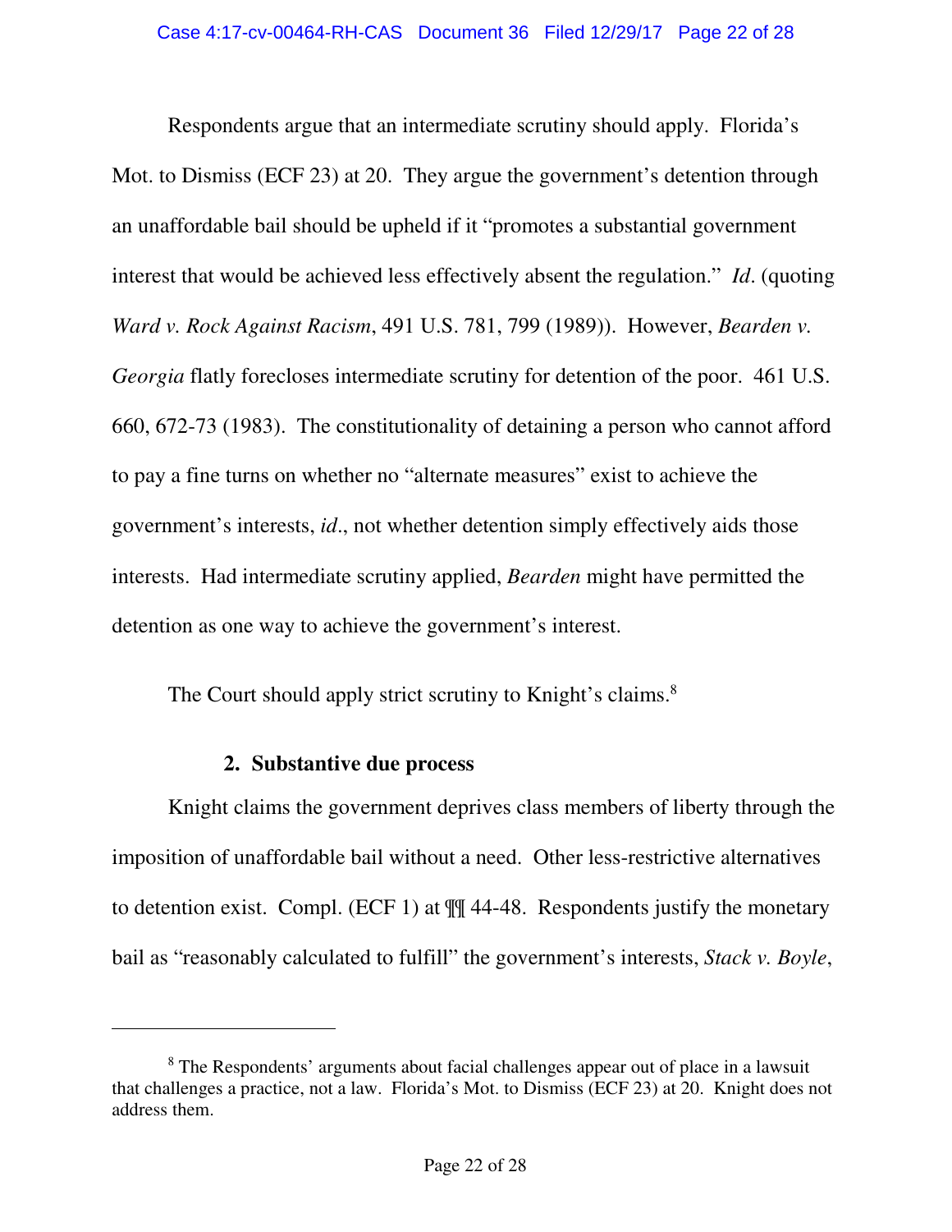Respondents argue that an intermediate scrutiny should apply. Florida's Mot. to Dismiss (ECF 23) at 20. They argue the government's detention through an unaffordable bail should be upheld if it "promotes a substantial government interest that would be achieved less effectively absent the regulation." *Id*. (quoting *Ward v. Rock Against Racism*, 491 U.S. 781, 799 (1989)). However, *Bearden v. Georgia* flatly forecloses intermediate scrutiny for detention of the poor. 461 U.S. 660, 672-73 (1983). The constitutionality of detaining a person who cannot afford to pay a fine turns on whether no "alternate measures" exist to achieve the government's interests, *id*., not whether detention simply effectively aids those interests. Had intermediate scrutiny applied, *Bearden* might have permitted the detention as one way to achieve the government's interest.

The Court should apply strict scrutiny to Knight's claims.[8]

### 2. Substantive due process

Knight claims the government deprives class members of liberty through the imposition of unaffordable bail without a need. Other less-restrictive alternatives to detention exist. Compl. (ECF 1) at ¶¶ 44-48. Respondents justify the monetary bail as "reasonably calculated to fulfill" the government's interests, *Stack v. Boyle*,

---

[8] The Respondents' arguments about facial challenges appear out of place in a lawsuit that challenges a practice, not a law. Florida's Mot. to Dismiss (ECF 23) at 20. Knight does not address them.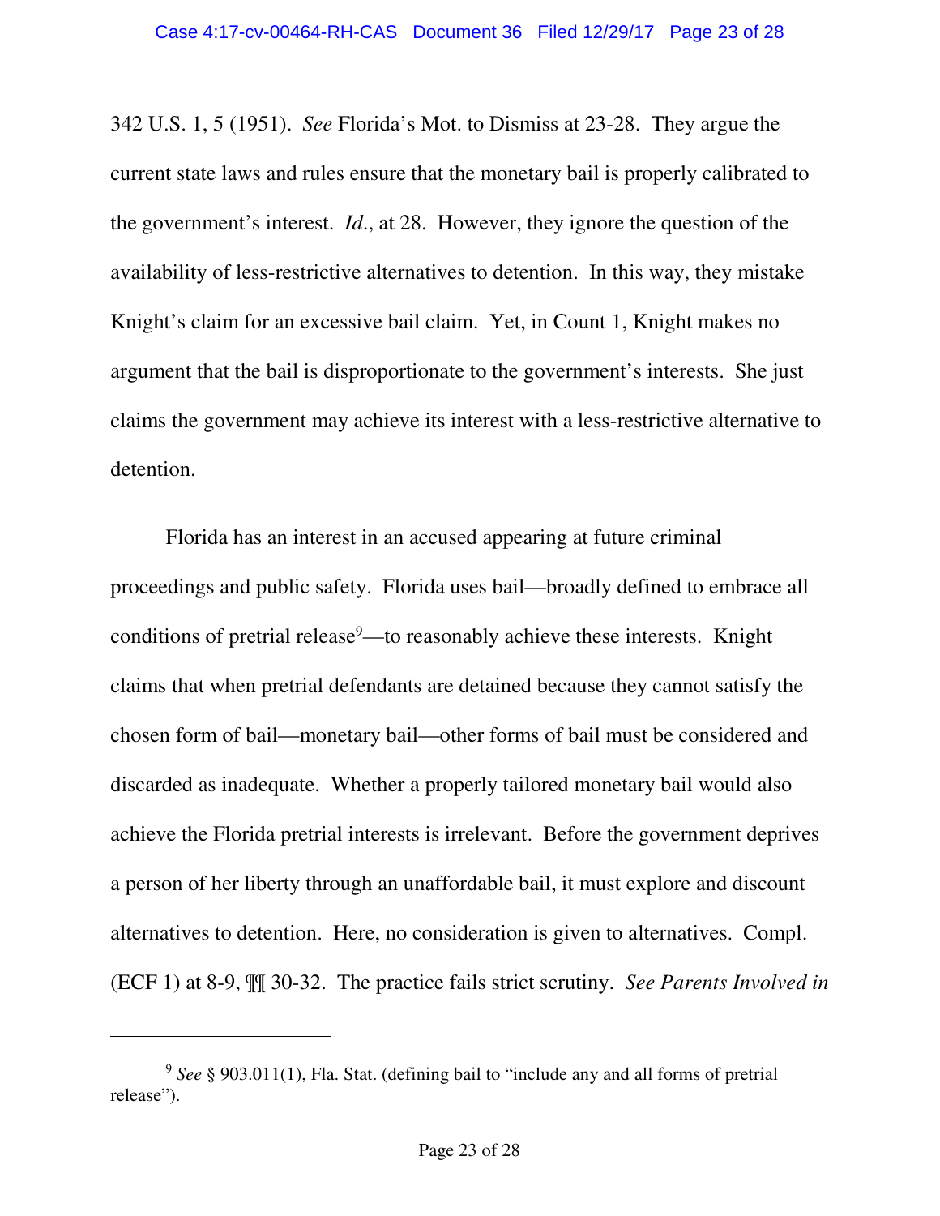342 U.S. 1, 5 (1951). *See* Florida's Mot. to Dismiss at 23-28. They argue the current state laws and rules ensure that the monetary bail is properly calibrated to the government's interest. *Id.*, at 28. However, they ignore the question of the availability of less-restrictive alternatives to detention. In this way, they mistake Knight's claim for an excessive bail claim. Yet, in Count 1, Knight makes no argument that the bail is disproportionate to the government's interests. She just claims the government may achieve its interest with a less-restrictive alternative to detention.

Florida has an interest in an accused appearing at future criminal proceedings and public safety. Florida uses bail—broadly defined to embrace all conditions of pretrial release[9]—to reasonably achieve these interests. Knight claims that when pretrial defendants are detained because they cannot satisfy the chosen form of bail—monetary bail—other forms of bail must be considered and discarded as inadequate. Whether a properly tailored monetary bail would also achieve the Florida pretrial interests is irrelevant. Before the government deprives a person of her liberty through an unaffordable bail, it must explore and discount alternatives to detention. Here, no consideration is given to alternatives. Compl. (ECF 1) at 8-9, ¶¶ 30-32. The practice fails strict scrutiny. *See Parents Involved in*

---

[9] *See* § 903.011(1), Fla. Stat. (defining bail to "include any and all forms of pretrial release").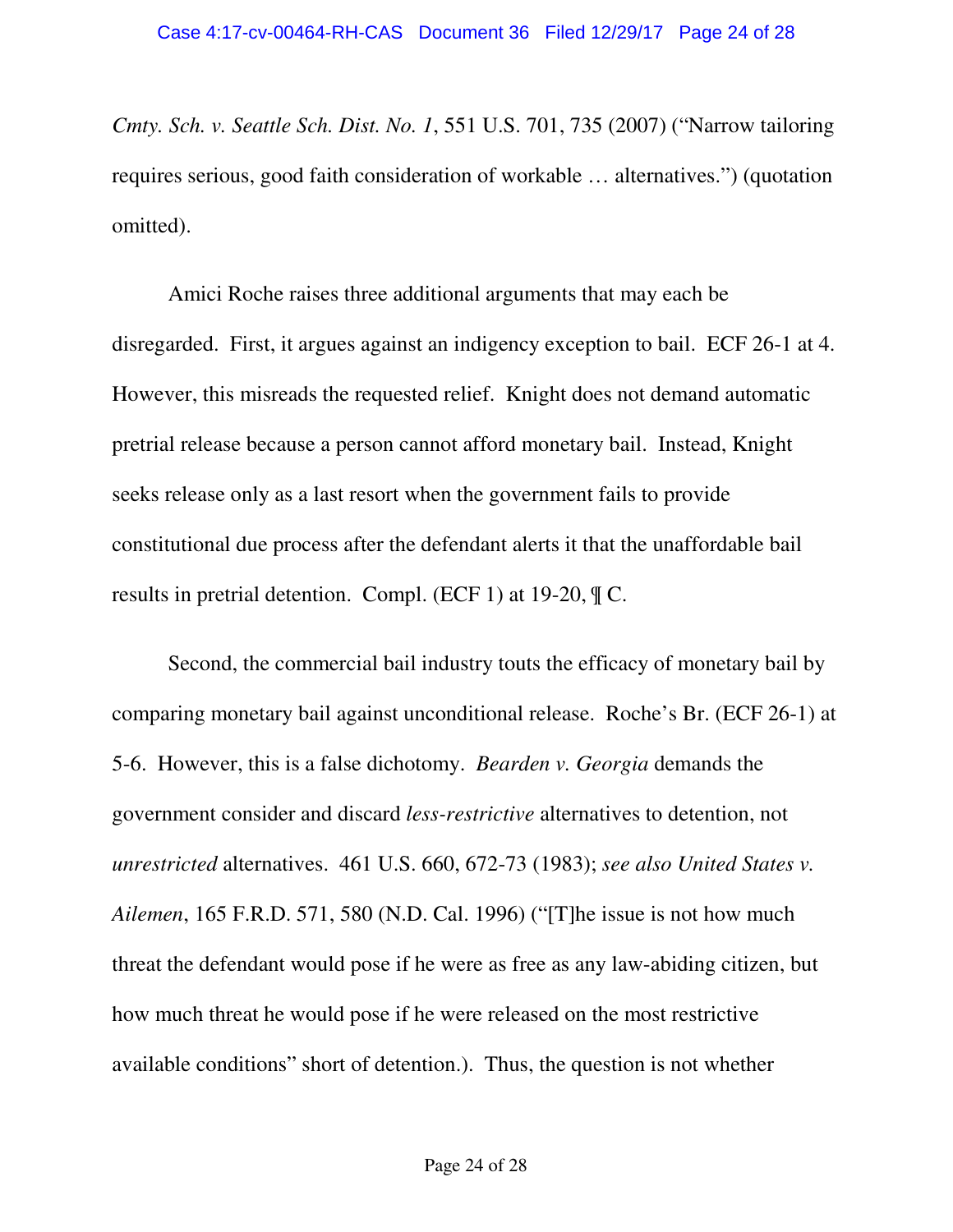*Cmty. Sch. v. Seattle Sch. Dist. No. 1*, 551 U.S. 701, 735 (2007) ("Narrow tailoring requires serious, good faith consideration of workable … alternatives.") (quotation omitted).

Amici Roche raises three additional arguments that may each be disregarded. First, it argues against an indigency exception to bail. ECF 26-1 at 4. However, this misreads the requested relief. Knight does not demand automatic pretrial release because a person cannot afford monetary bail. Instead, Knight seeks release only as a last resort when the government fails to provide constitutional due process after the defendant alerts it that the unaffordable bail results in pretrial detention. Compl. (ECF 1) at 19-20, ¶ C.

Second, the commercial bail industry touts the efficacy of monetary bail by comparing monetary bail against unconditional release. Roche's Br. (ECF 26-1) at 5-6. However, this is a false dichotomy. *Bearden v. Georgia* demands the government consider and discard *less-restrictive* alternatives to detention, not *unrestricted* alternatives. 461 U.S. 660, 672-73 (1983); *see also United States v. Ailemen*, 165 F.R.D. 571, 580 (N.D. Cal. 1996) ("[T]he issue is not how much threat the defendant would pose if he were as free as any law-abiding citizen, but how much threat he would pose if he were released on the most restrictive available conditions" short of detention.). Thus, the question is not whether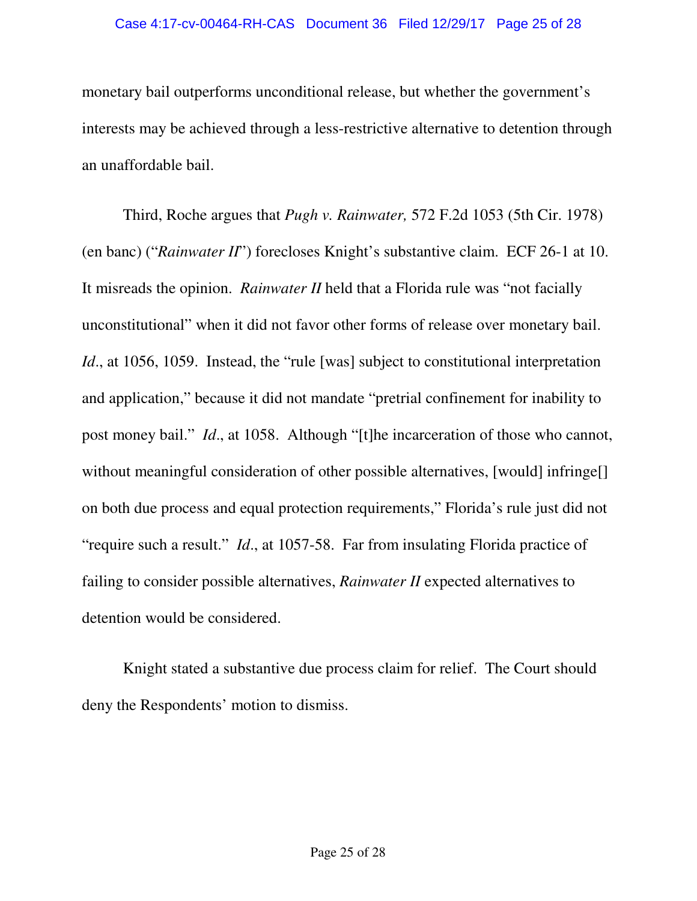monetary bail outperforms unconditional release, but whether the government's interests may be achieved through a less-restrictive alternative to detention through an unaffordable bail.

Third, Roche argues that *Pugh v. Rainwater,* 572 F.2d 1053 (5th Cir. 1978) (en banc) ("*Rainwater II*") forecloses Knight's substantive claim. ECF 26-1 at 10. It misreads the opinion. *Rainwater II* held that a Florida rule was "not facially unconstitutional" when it did not favor other forms of release over monetary bail. *Id*., at 1056, 1059. Instead, the "rule [was] subject to constitutional interpretation and application," because it did not mandate "pretrial confinement for inability to post money bail." *Id*., at 1058. Although "[t]he incarceration of those who cannot, without meaningful consideration of other possible alternatives, [would] infringe[] on both due process and equal protection requirements," Florida's rule just did not "require such a result." *Id*., at 1057-58. Far from insulating Florida practice of failing to consider possible alternatives, *Rainwater II* expected alternatives to detention would be considered.

Knight stated a substantive due process claim for relief. The Court should deny the Respondents' motion to dismiss.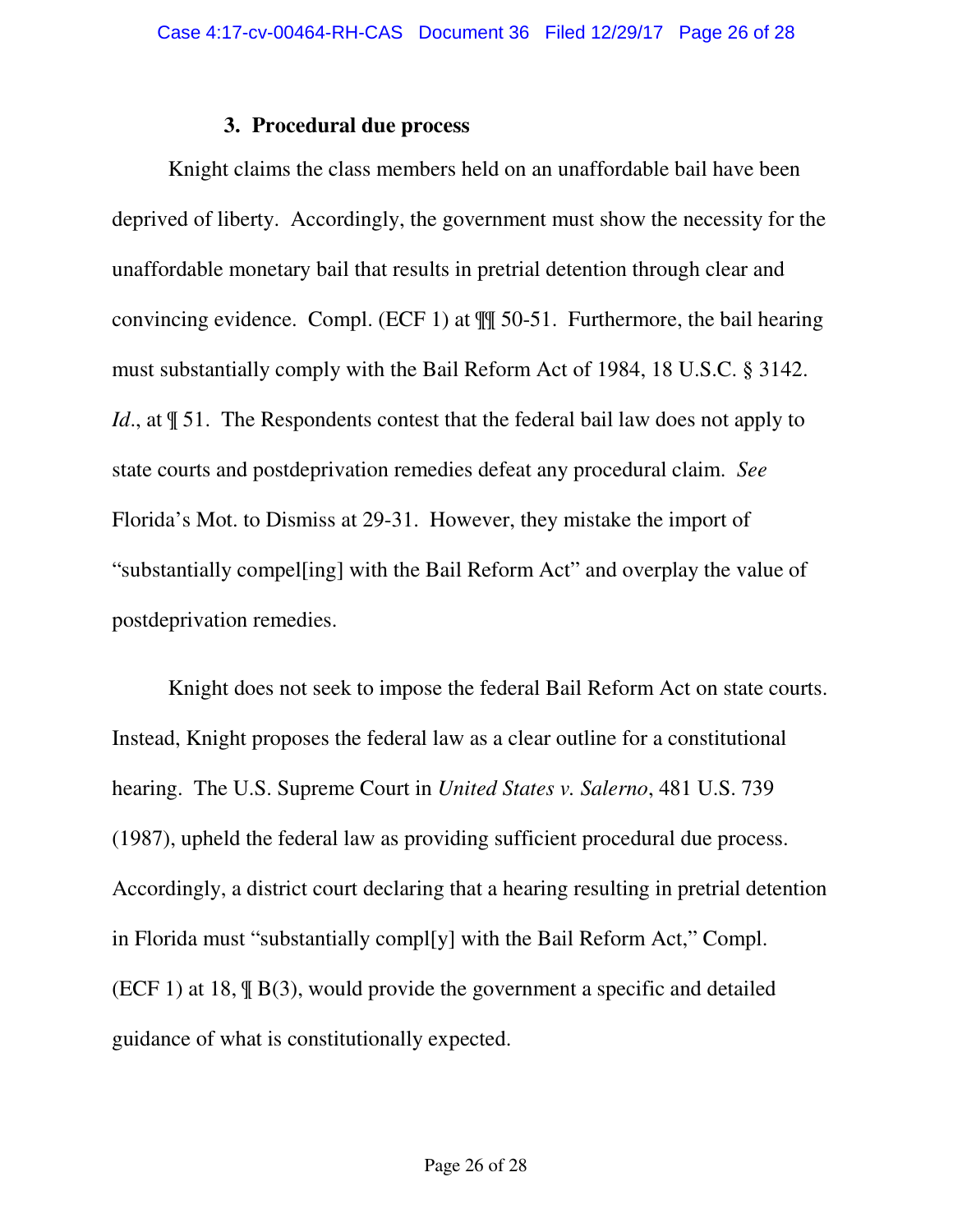### 3. Procedural due process

Knight claims the class members held on an unaffordable bail have been deprived of liberty. Accordingly, the government must show the necessity for the unaffordable monetary bail that results in pretrial detention through clear and convincing evidence. Compl. (ECF 1) at ¶¶ 50-51. Furthermore, the bail hearing must substantially comply with the Bail Reform Act of 1984, 18 U.S.C. § 3142. *Id*., at ¶ 51. The Respondents contest that the federal bail law does not apply to state courts and postdeprivation remedies defeat any procedural claim. *See* Florida's Mot. to Dismiss at 29-31. However, they mistake the import of "substantially compel[ing] with the Bail Reform Act" and overplay the value of postdeprivation remedies.

Knight does not seek to impose the federal Bail Reform Act on state courts. Instead, Knight proposes the federal law as a clear outline for a constitutional hearing. The U.S. Supreme Court in *United States v. Salerno*, 481 U.S. 739 (1987), upheld the federal law as providing sufficient procedural due process. Accordingly, a district court declaring that a hearing resulting in pretrial detention in Florida must "substantially compl[y] with the Bail Reform Act," Compl. (ECF 1) at 18, ¶ B(3), would provide the government a specific and detailed guidance of what is constitutionally expected.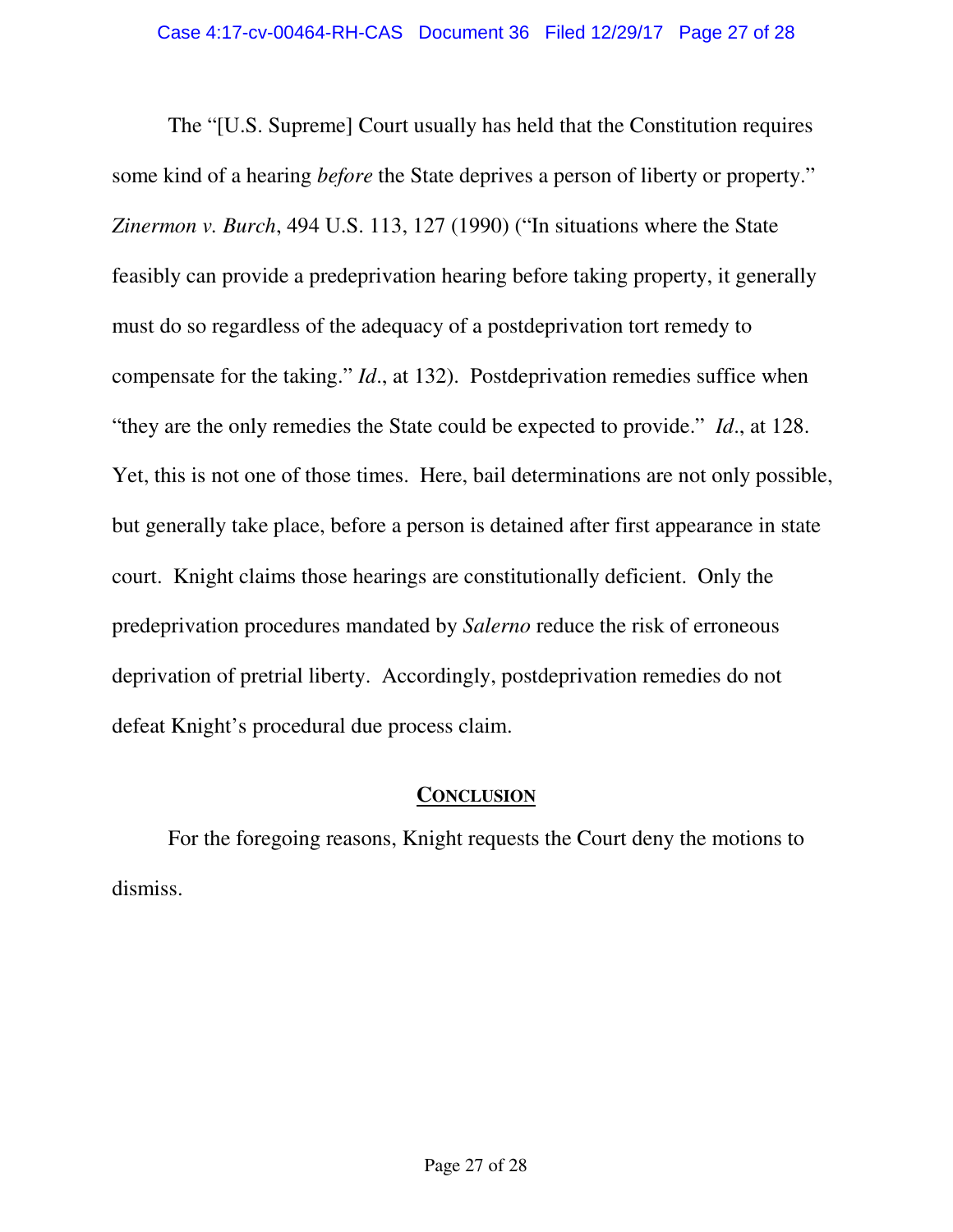The "[U.S. Supreme] Court usually has held that the Constitution requires some kind of a hearing *before* the State deprives a person of liberty or property." *Zinermon v. Burch*, 494 U.S. 113, 127 (1990) ("In situations where the State feasibly can provide a predeprivation hearing before taking property, it generally must do so regardless of the adequacy of a postdeprivation tort remedy to compensate for the taking." *Id*., at 132). Postdeprivation remedies suffice when "they are the only remedies the State could be expected to provide." *Id*., at 128. Yet, this is not one of those times. Here, bail determinations are not only possible, but generally take place, before a person is detained after first appearance in state court. Knight claims those hearings are constitutionally deficient. Only the predeprivation procedures mandated by *Salerno* reduce the risk of erroneous deprivation of pretrial liberty. Accordingly, postdeprivation remedies do not defeat Knight's procedural due process claim.

## **CONCLUSION**

For the foregoing reasons, Knight requests the Court deny the motions to dismiss.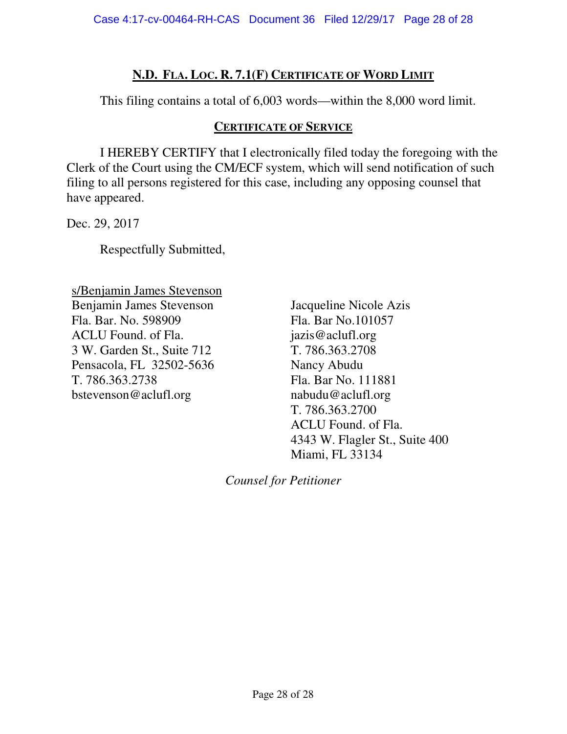## N.D. FLA. LOC. R. 7.1(F) CERTIFICATE OF WORD LIMIT

This filing contains a total of 6,003 words—within the 8,000 word limit.

## CERTIFICATE OF SERVICE

I HEREBY CERTIFY that I electronically filed today the foregoing with the Clerk of the Court using the CM/ECF system, which will send notification of such filing to all persons registered for this case, including any opposing counsel that have appeared.

Dec. 29, 2017

Respectfully Submitted,

s/Benjamin James Stevenson
Benjamin James Stevenson
Fla. Bar. No. 598909
ACLU Found. of Fla.
3 W. Garden St., Suite 712
Pensacola, FL 32502-5636
T. 786.363.2738
bstevenson@aclufl.org

Jacqueline Nicole Azis
Fla. Bar No.101057
jazis@aclufl.org
T. 786.363.2708
Nancy Abudu
Fla. Bar No. 111881
nabudu@aclufl.org
T. 786.363.2700
ACLU Found. of Fla.
4343 W. Flagler St., Suite 400
Miami, FL 33134

*Counsel for Petitioner*